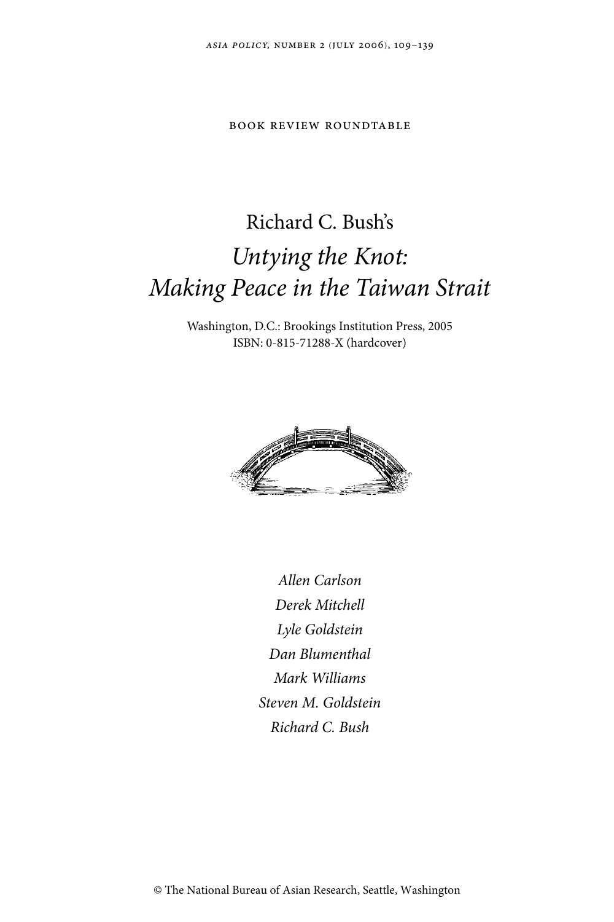BOOK REVIEW ROUNDTABLE

# Richard C. Bush's
# *Untying the Knot: Making Peace in the Taiwan Strait*

Washington, D.C.: Brookings Institution Press, 2005
ISBN: 0-815-71288-X (hardcover)

*Allen Carlson*
*Derek Mitchell*
*Lyle Goldstein*
*Dan Blumenthal*
*Mark Williams*
*Steven M. Goldstein*
*Richard C. Bush*

© The National Bureau of Asian Research, Seattle, Washington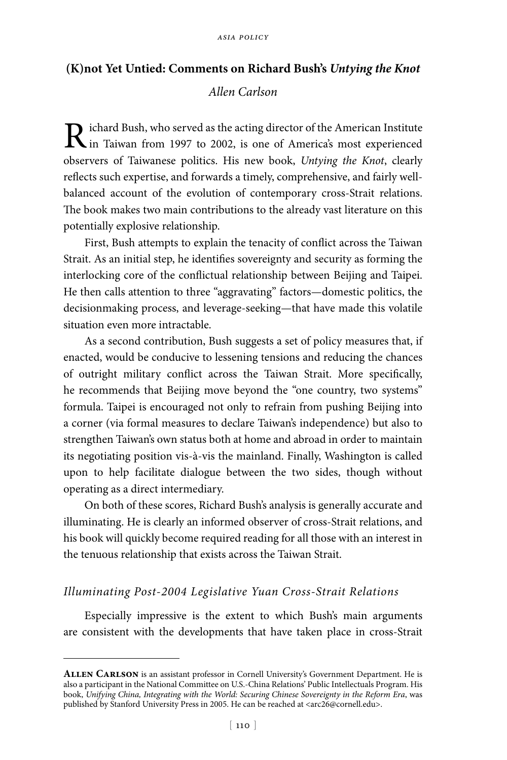## (K)not Yet Untied: Comments on Richard Bush's *Untying the Knot*

*Allen Carlson*

Richard Bush, who served as the acting director of the American Institute in Taiwan from 1997 to 2002, is one of America's most experienced observers of Taiwanese politics. His new book, *Untying the Knot*, clearly reflects such expertise, and forwards a timely, comprehensive, and fairly well-balanced account of the evolution of contemporary cross-Strait relations. The book makes two main contributions to the already vast literature on this potentially explosive relationship.

First, Bush attempts to explain the tenacity of conflict across the Taiwan Strait. As an initial step, he identifies sovereignty and security as forming the interlocking core of the conflictual relationship between Beijing and Taipei. He then calls attention to three "aggravating" factors—domestic politics, the decisionmaking process, and leverage-seeking—that have made this volatile situation even more intractable.

As a second contribution, Bush suggests a set of policy measures that, if enacted, would be conducive to lessening tensions and reducing the chances of outright military conflict across the Taiwan Strait. More specifically, he recommends that Beijing move beyond the "one country, two systems" formula. Taipei is encouraged not only to refrain from pushing Beijing into a corner (via formal measures to declare Taiwan's independence) but also to strengthen Taiwan's own status both at home and abroad in order to maintain its negotiating position vis-à-vis the mainland. Finally, Washington is called upon to help facilitate dialogue between the two sides, though without operating as a direct intermediary.

On both of these scores, Richard Bush's analysis is generally accurate and illuminating. He is clearly an informed observer of cross-Strait relations, and his book will quickly become required reading for all those with an interest in the tenuous relationship that exists across the Taiwan Strait.

### *Illuminating Post-2004 Legislative Yuan Cross-Strait Relations*

Especially impressive is the extent to which Bush's main arguments are consistent with the developments that have taken place in cross-Strait

---

**Allen Carlson** is an assistant professor in Cornell University's Government Department. He is also a participant in the National Committee on U.S.-China Relations' Public Intellectuals Program. His book, *Unifying China, Integrating with the World: Securing Chinese Sovereignty in the Reform Era*, was published by Stanford University Press in 2005. He can be reached at <arc26@cornell.edu>.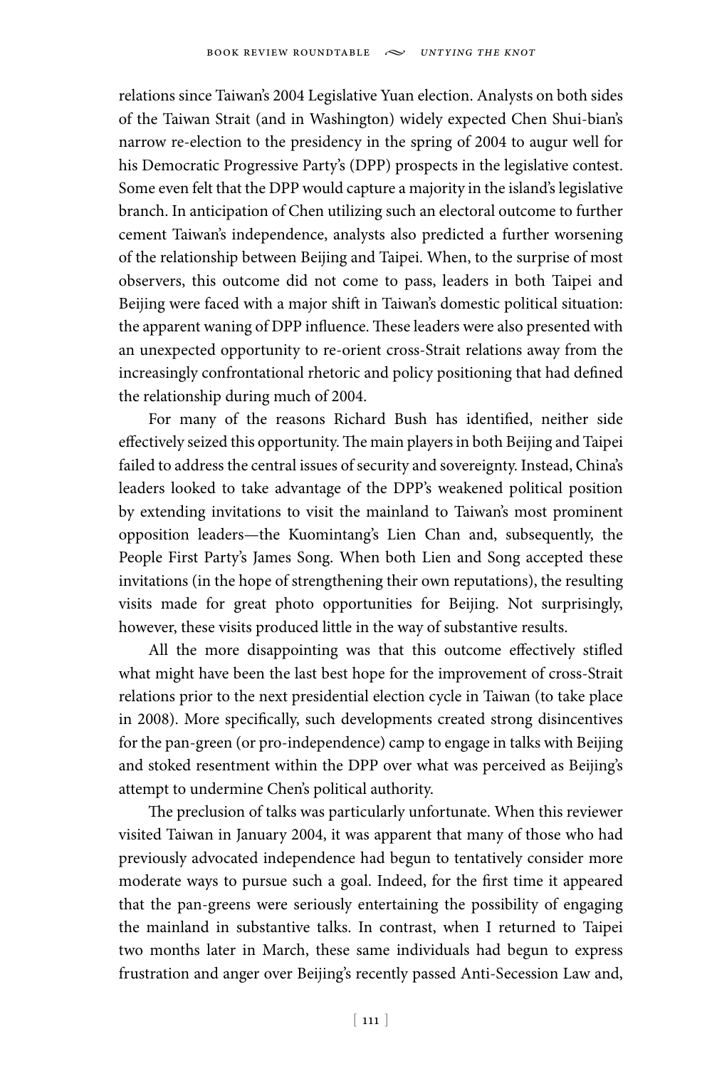relations since Taiwan's 2004 Legislative Yuan election. Analysts on both sides of the Taiwan Strait (and in Washington) widely expected Chen Shui-bian's narrow re-election to the presidency in the spring of 2004 to augur well for his Democratic Progressive Party's (DPP) prospects in the legislative contest. Some even felt that the DPP would capture a majority in the island's legislative branch. In anticipation of Chen utilizing such an electoral outcome to further cement Taiwan's independence, analysts also predicted a further worsening of the relationship between Beijing and Taipei. When, to the surprise of most observers, this outcome did not come to pass, leaders in both Taipei and Beijing were faced with a major shift in Taiwan's domestic political situation: the apparent waning of DPP influence. These leaders were also presented with an unexpected opportunity to re-orient cross-Strait relations away from the increasingly confrontational rhetoric and policy positioning that had defined the relationship during much of 2004.

For many of the reasons Richard Bush has identified, neither side effectively seized this opportunity. The main players in both Beijing and Taipei failed to address the central issues of security and sovereignty. Instead, China's leaders looked to take advantage of the DPP's weakened political position by extending invitations to visit the mainland to Taiwan's most prominent opposition leaders—the Kuomintang's Lien Chan and, subsequently, the People First Party's James Song. When both Lien and Song accepted these invitations (in the hope of strengthening their own reputations), the resulting visits made for great photo opportunities for Beijing. Not surprisingly, however, these visits produced little in the way of substantive results.

All the more disappointing was that this outcome effectively stifled what might have been the last best hope for the improvement of cross-Strait relations prior to the next presidential election cycle in Taiwan (to take place in 2008). More specifically, such developments created strong disincentives for the pan-green (or pro-independence) camp to engage in talks with Beijing and stoked resentment within the DPP over what was perceived as Beijing's attempt to undermine Chen's political authority.

The preclusion of talks was particularly unfortunate. When this reviewer visited Taiwan in January 2004, it was apparent that many of those who had previously advocated independence had begun to tentatively consider more moderate ways to pursue such a goal. Indeed, for the first time it appeared that the pan-greens were seriously entertaining the possibility of engaging the mainland in substantive talks. In contrast, when I returned to Taipei two months later in March, these same individuals had begun to express frustration and anger over Beijing's recently passed Anti-Secession Law and,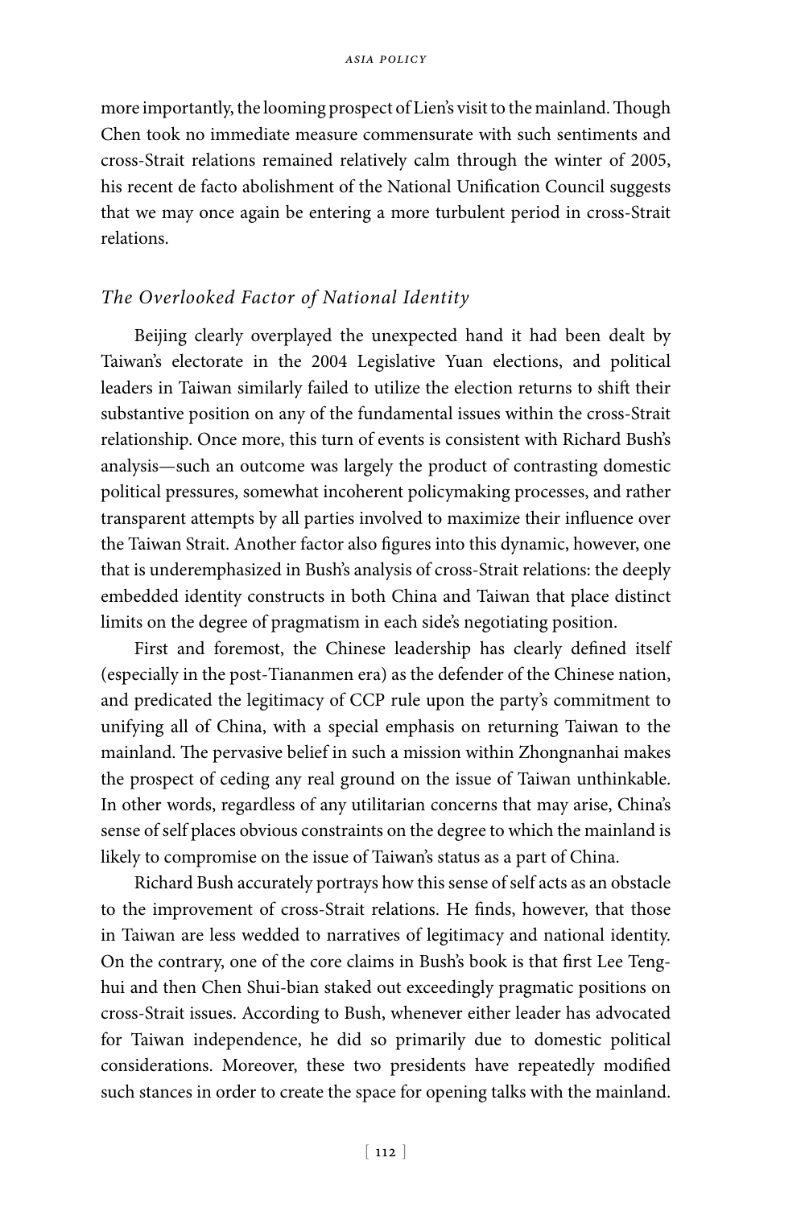more importantly, the looming prospect of Lien's visit to the mainland. Though Chen took no immediate measure commensurate with such sentiments and cross-Strait relations remained relatively calm through the winter of 2005, his recent de facto abolishment of the National Unification Council suggests that we may once again be entering a more turbulent period in cross-Strait relations.

### *The Overlooked Factor of National Identity*

Beijing clearly overplayed the unexpected hand it had been dealt by Taiwan's electorate in the 2004 Legislative Yuan elections, and political leaders in Taiwan similarly failed to utilize the election returns to shift their substantive position on any of the fundamental issues within the cross-Strait relationship. Once more, this turn of events is consistent with Richard Bush's analysis—such an outcome was largely the product of contrasting domestic political pressures, somewhat incoherent policymaking processes, and rather transparent attempts by all parties involved to maximize their influence over the Taiwan Strait. Another factor also figures into this dynamic, however, one that is underemphasized in Bush's analysis of cross-Strait relations: the deeply embedded identity constructs in both China and Taiwan that place distinct limits on the degree of pragmatism in each side's negotiating position.

First and foremost, the Chinese leadership has clearly defined itself (especially in the post-Tiananmen era) as the defender of the Chinese nation, and predicated the legitimacy of CCP rule upon the party's commitment to unifying all of China, with a special emphasis on returning Taiwan to the mainland. The pervasive belief in such a mission within Zhongnanhai makes the prospect of ceding any real ground on the issue of Taiwan unthinkable. In other words, regardless of any utilitarian concerns that may arise, China's sense of self places obvious constraints on the degree to which the mainland is likely to compromise on the issue of Taiwan's status as a part of China.

Richard Bush accurately portrays how this sense of self acts as an obstacle to the improvement of cross-Strait relations. He finds, however, that those in Taiwan are less wedded to narratives of legitimacy and national identity. On the contrary, one of the core claims in Bush's book is that first Lee Teng-hui and then Chen Shui-bian staked out exceedingly pragmatic positions on cross-Strait issues. According to Bush, whenever either leader has advocated for Taiwan independence, he did so primarily due to domestic political considerations. Moreover, these two presidents have repeatedly modified such stances in order to create the space for opening talks with the mainland.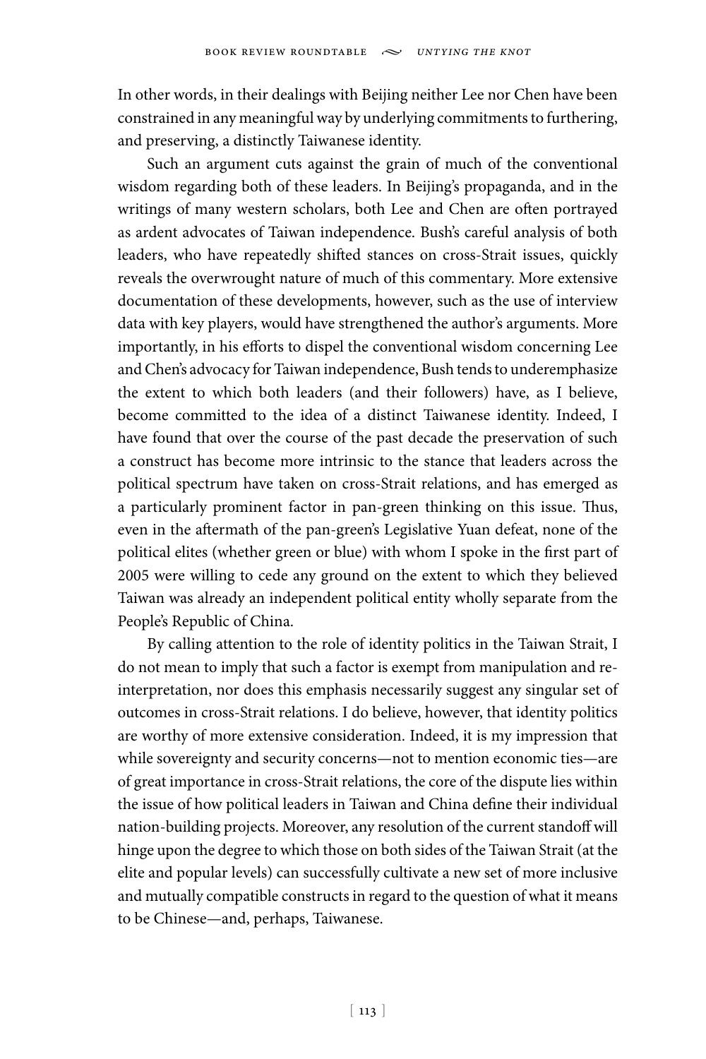In other words, in their dealings with Beijing neither Lee nor Chen have been constrained in any meaningful way by underlying commitments to furthering, and preserving, a distinctly Taiwanese identity.

Such an argument cuts against the grain of much of the conventional wisdom regarding both of these leaders. In Beijing's propaganda, and in the writings of many western scholars, both Lee and Chen are often portrayed as ardent advocates of Taiwan independence. Bush's careful analysis of both leaders, who have repeatedly shifted stances on cross-Strait issues, quickly reveals the overwrought nature of much of this commentary. More extensive documentation of these developments, however, such as the use of interview data with key players, would have strengthened the author's arguments. More importantly, in his efforts to dispel the conventional wisdom concerning Lee and Chen's advocacy for Taiwan independence, Bush tends to underemphasize the extent to which both leaders (and their followers) have, as I believe, become committed to the idea of a distinct Taiwanese identity. Indeed, I have found that over the course of the past decade the preservation of such a construct has become more intrinsic to the stance that leaders across the political spectrum have taken on cross-Strait relations, and has emerged as a particularly prominent factor in pan-green thinking on this issue. Thus, even in the aftermath of the pan-green's Legislative Yuan defeat, none of the political elites (whether green or blue) with whom I spoke in the first part of 2005 were willing to cede any ground on the extent to which they believed Taiwan was already an independent political entity wholly separate from the People's Republic of China.

By calling attention to the role of identity politics in the Taiwan Strait, I do not mean to imply that such a factor is exempt from manipulation and re-interpretation, nor does this emphasis necessarily suggest any singular set of outcomes in cross-Strait relations. I do believe, however, that identity politics are worthy of more extensive consideration. Indeed, it is my impression that while sovereignty and security concerns—not to mention economic ties—are of great importance in cross-Strait relations, the core of the dispute lies within the issue of how political leaders in Taiwan and China define their individual nation-building projects. Moreover, any resolution of the current standoff will hinge upon the degree to which those on both sides of the Taiwan Strait (at the elite and popular levels) can successfully cultivate a new set of more inclusive and mutually compatible constructs in regard to the question of what it means to be Chinese—and, perhaps, Taiwanese.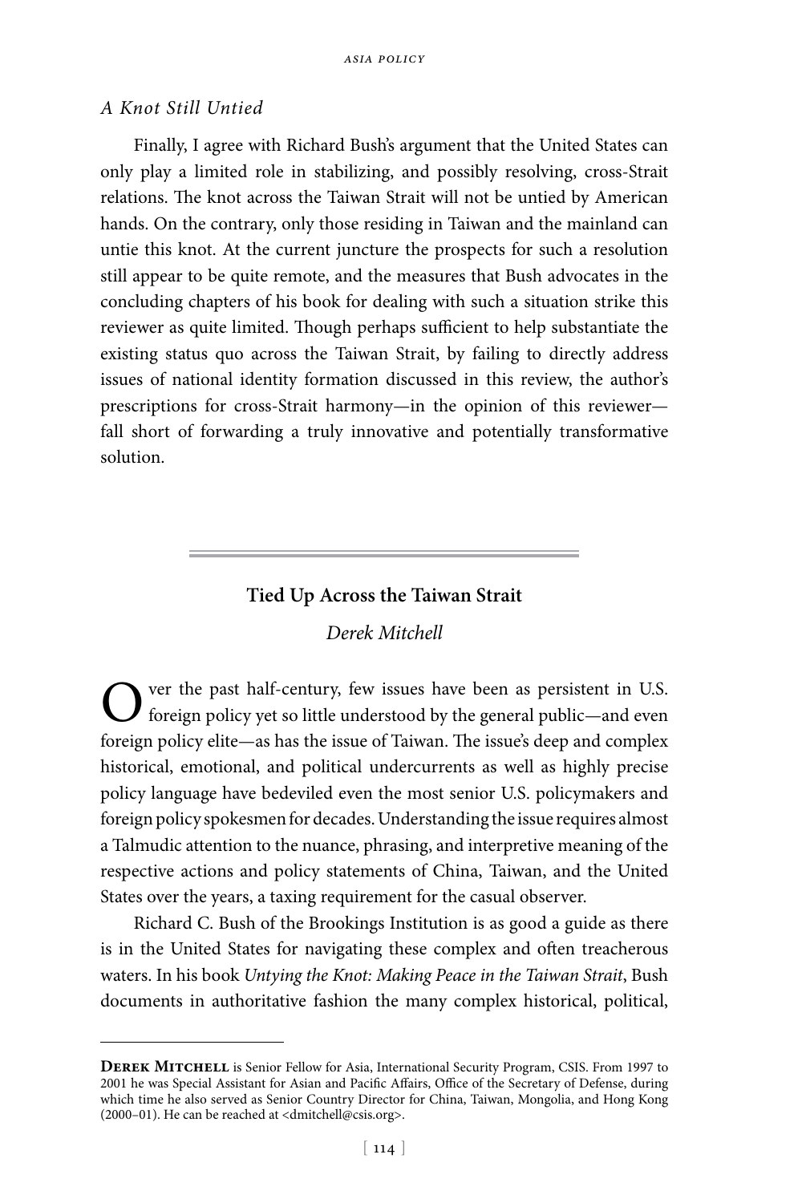*A Knot Still Untied*

Finally, I agree with Richard Bush's argument that the United States can only play a limited role in stabilizing, and possibly resolving, cross-Strait relations. The knot across the Taiwan Strait will not be untied by American hands. On the contrary, only those residing in Taiwan and the mainland can untie this knot. At the current juncture the prospects for such a resolution still appear to be quite remote, and the measures that Bush advocates in the concluding chapters of his book for dealing with such a situation strike this reviewer as quite limited. Though perhaps sufficient to help substantiate the existing status quo across the Taiwan Strait, by failing to directly address issues of national identity formation discussed in this review, the author's prescriptions for cross-Strait harmony—in the opinion of this reviewer—fall short of forwarding a truly innovative and potentially transformative solution.

---

## Tied Up Across the Taiwan Strait

*Derek Mitchell*

Over the past half-century, few issues have been as persistent in U.S. foreign policy yet so little understood by the general public—and even foreign policy elite—as has the issue of Taiwan. The issue's deep and complex historical, emotional, and political undercurrents as well as highly precise policy language have bedeviled even the most senior U.S. policymakers and foreign policy spokesmen for decades. Understanding the issue requires almost a Talmudic attention to the nuance, phrasing, and interpretive meaning of the respective actions and policy statements of China, Taiwan, and the United States over the years, a taxing requirement for the casual observer.

Richard C. Bush of the Brookings Institution is as good a guide as there is in the United States for navigating these complex and often treacherous waters. In his book *Untying the Knot: Making Peace in the Taiwan Strait*, Bush documents in authoritative fashion the many complex historical, political,

---

**Derek Mitchell** is Senior Fellow for Asia, International Security Program, CSIS. From 1997 to 2001 he was Special Assistant for Asian and Pacific Affairs, Office of the Secretary of Defense, during which time he also served as Senior Country Director for China, Taiwan, Mongolia, and Hong Kong (2000–01). He can be reached at <dmitchell@csis.org>.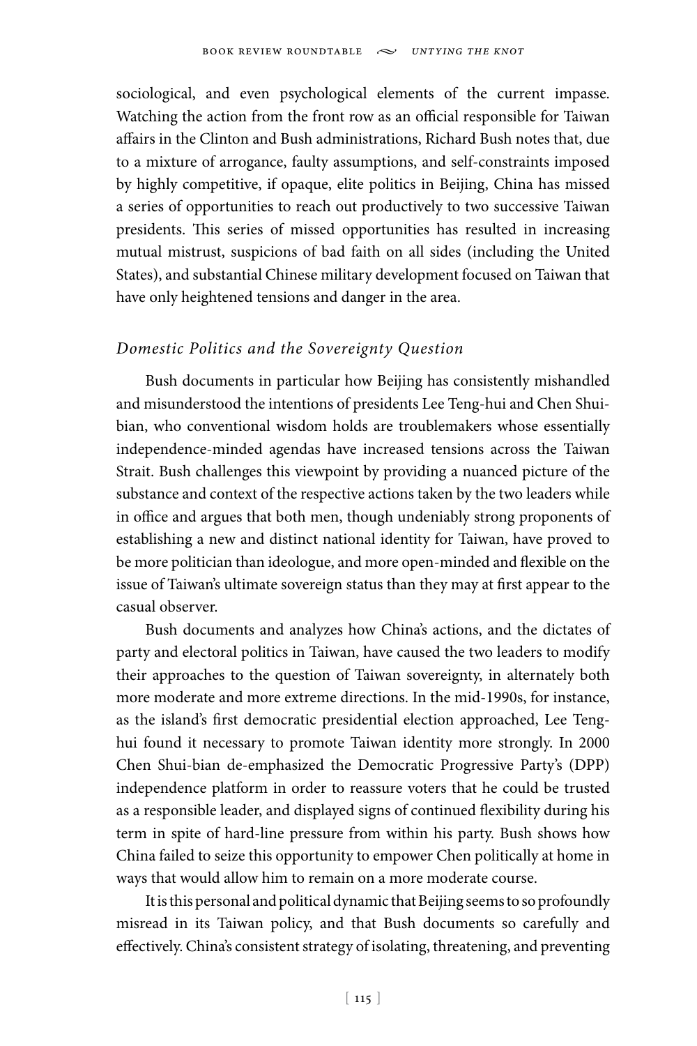sociological, and even psychological elements of the current impasse. Watching the action from the front row as an official responsible for Taiwan affairs in the Clinton and Bush administrations, Richard Bush notes that, due to a mixture of arrogance, faulty assumptions, and self-constraints imposed by highly competitive, if opaque, elite politics in Beijing, China has missed a series of opportunities to reach out productively to two successive Taiwan presidents. This series of missed opportunities has resulted in increasing mutual mistrust, suspicions of bad faith on all sides (including the United States), and substantial Chinese military development focused on Taiwan that have only heightened tensions and danger in the area.

### *Domestic Politics and the Sovereignty Question*

Bush documents in particular how Beijing has consistently mishandled and misunderstood the intentions of presidents Lee Teng-hui and Chen Shui-bian, who conventional wisdom holds are troublemakers whose essentially independence-minded agendas have increased tensions across the Taiwan Strait. Bush challenges this viewpoint by providing a nuanced picture of the substance and context of the respective actions taken by the two leaders while in office and argues that both men, though undeniably strong proponents of establishing a new and distinct national identity for Taiwan, have proved to be more politician than ideologue, and more open-minded and flexible on the issue of Taiwan's ultimate sovereign status than they may at first appear to the casual observer.

Bush documents and analyzes how China's actions, and the dictates of party and electoral politics in Taiwan, have caused the two leaders to modify their approaches to the question of Taiwan sovereignty, in alternately both more moderate and more extreme directions. In the mid-1990s, for instance, as the island's first democratic presidential election approached, Lee Teng-hui found it necessary to promote Taiwan identity more strongly. In 2000 Chen Shui-bian de-emphasized the Democratic Progressive Party's (DPP) independence platform in order to reassure voters that he could be trusted as a responsible leader, and displayed signs of continued flexibility during his term in spite of hard-line pressure from within his party. Bush shows how China failed to seize this opportunity to empower Chen politically at home in ways that would allow him to remain on a more moderate course.

It is this personal and political dynamic that Beijing seems to so profoundly misread in its Taiwan policy, and that Bush documents so carefully and effectively. China's consistent strategy of isolating, threatening, and preventing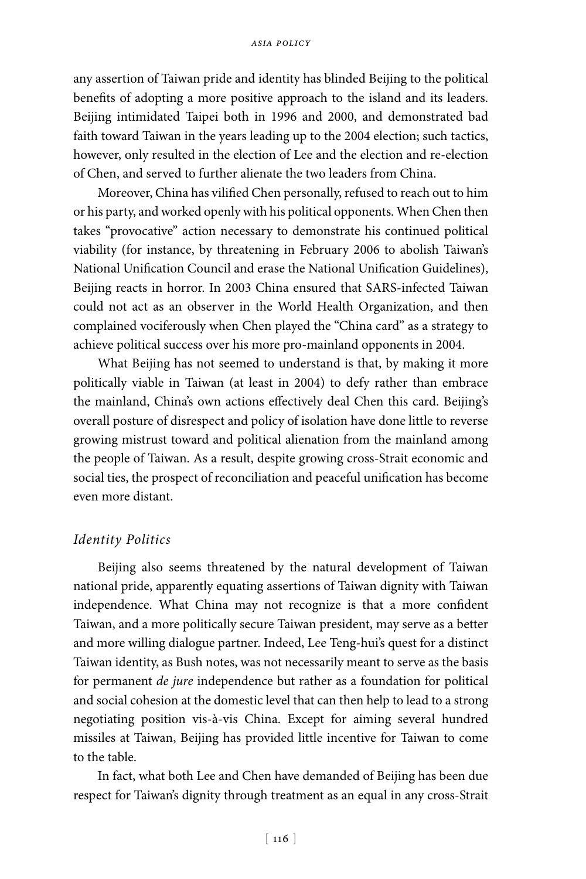any assertion of Taiwan pride and identity has blinded Beijing to the political benefits of adopting a more positive approach to the island and its leaders. Beijing intimidated Taipei both in 1996 and 2000, and demonstrated bad faith toward Taiwan in the years leading up to the 2004 election; such tactics, however, only resulted in the election of Lee and the election and re-election of Chen, and served to further alienate the two leaders from China.

Moreover, China has vilified Chen personally, refused to reach out to him or his party, and worked openly with his political opponents. When Chen then takes "provocative" action necessary to demonstrate his continued political viability (for instance, by threatening in February 2006 to abolish Taiwan's National Unification Council and erase the National Unification Guidelines), Beijing reacts in horror. In 2003 China ensured that SARS-infected Taiwan could not act as an observer in the World Health Organization, and then complained vociferously when Chen played the "China card" as a strategy to achieve political success over his more pro-mainland opponents in 2004.

What Beijing has not seemed to understand is that, by making it more politically viable in Taiwan (at least in 2004) to defy rather than embrace the mainland, China's own actions effectively deal Chen this card. Beijing's overall posture of disrespect and policy of isolation have done little to reverse growing mistrust toward and political alienation from the mainland among the people of Taiwan. As a result, despite growing cross-Strait economic and social ties, the prospect of reconciliation and peaceful unification has become even more distant.

### *Identity Politics*

Beijing also seems threatened by the natural development of Taiwan national pride, apparently equating assertions of Taiwan dignity with Taiwan independence. What China may not recognize is that a more confident Taiwan, and a more politically secure Taiwan president, may serve as a better and more willing dialogue partner. Indeed, Lee Teng-hui's quest for a distinct Taiwan identity, as Bush notes, was not necessarily meant to serve as the basis for permanent *de jure* independence but rather as a foundation for political and social cohesion at the domestic level that can then help to lead to a strong negotiating position vis-à-vis China. Except for aiming several hundred missiles at Taiwan, Beijing has provided little incentive for Taiwan to come to the table.

In fact, what both Lee and Chen have demanded of Beijing has been due respect for Taiwan's dignity through treatment as an equal in any cross-Strait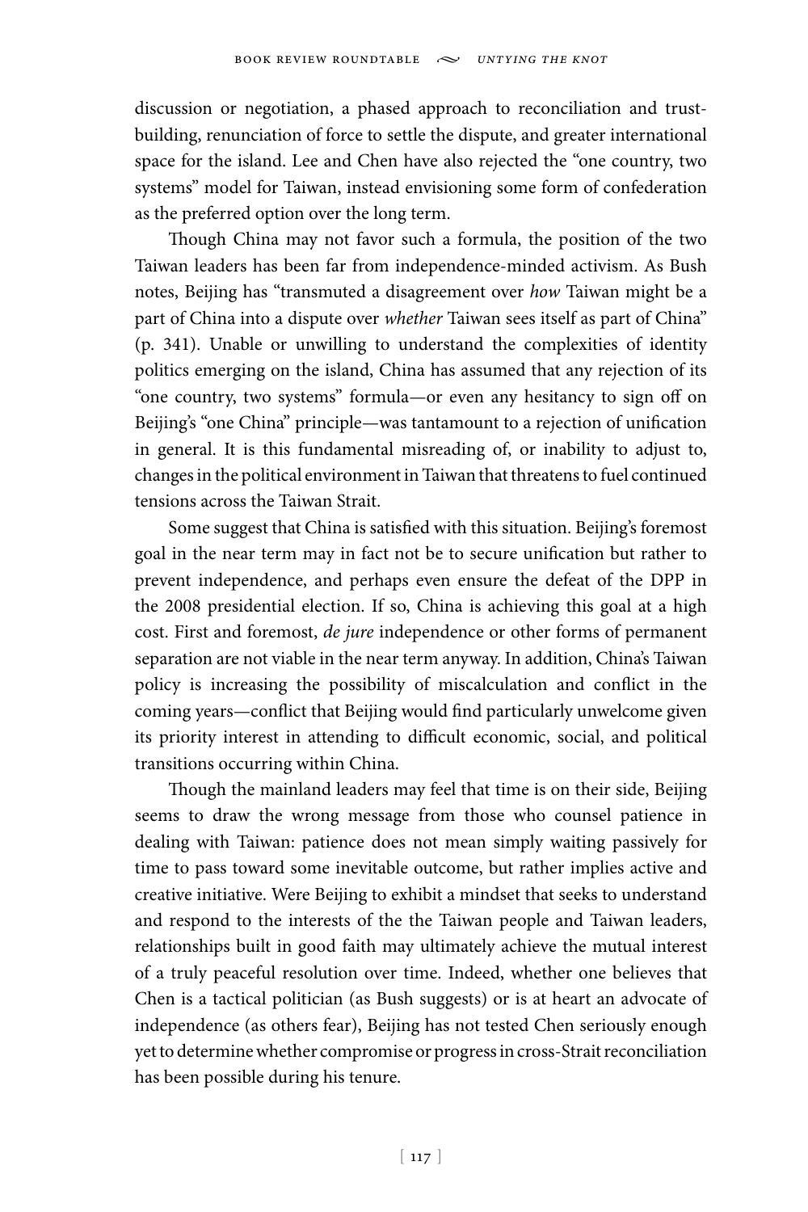discussion or negotiation, a phased approach to reconciliation and trust-building, renunciation of force to settle the dispute, and greater international space for the island. Lee and Chen have also rejected the "one country, two systems" model for Taiwan, instead envisioning some form of confederation as the preferred option over the long term.

Though China may not favor such a formula, the position of the two Taiwan leaders has been far from independence-minded activism. As Bush notes, Beijing has "transmuted a disagreement over *how* Taiwan might be a part of China into a dispute over *whether* Taiwan sees itself as part of China" (p. 341). Unable or unwilling to understand the complexities of identity politics emerging on the island, China has assumed that any rejection of its "one country, two systems" formula—or even any hesitancy to sign off on Beijing's "one China" principle—was tantamount to a rejection of unification in general. It is this fundamental misreading of, or inability to adjust to, changes in the political environment in Taiwan that threatens to fuel continued tensions across the Taiwan Strait.

Some suggest that China is satisfied with this situation. Beijing's foremost goal in the near term may in fact not be to secure unification but rather to prevent independence, and perhaps even ensure the defeat of the DPP in the 2008 presidential election. If so, China is achieving this goal at a high cost. First and foremost, *de jure* independence or other forms of permanent separation are not viable in the near term anyway. In addition, China's Taiwan policy is increasing the possibility of miscalculation and conflict in the coming years—conflict that Beijing would find particularly unwelcome given its priority interest in attending to difficult economic, social, and political transitions occurring within China.

Though the mainland leaders may feel that time is on their side, Beijing seems to draw the wrong message from those who counsel patience in dealing with Taiwan: patience does not mean simply waiting passively for time to pass toward some inevitable outcome, but rather implies active and creative initiative. Were Beijing to exhibit a mindset that seeks to understand and respond to the interests of the the Taiwan people and Taiwan leaders, relationships built in good faith may ultimately achieve the mutual interest of a truly peaceful resolution over time. Indeed, whether one believes that Chen is a tactical politician (as Bush suggests) or is at heart an advocate of independence (as others fear), Beijing has not tested Chen seriously enough yet to determine whether compromise or progress in cross-Strait reconciliation has been possible during his tenure.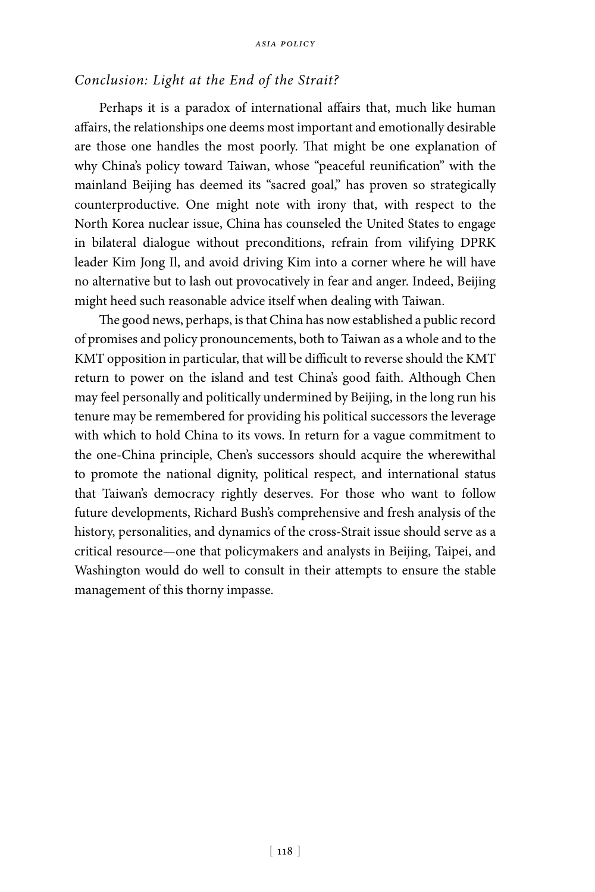## *Conclusion: Light at the End of the Strait?*

Perhaps it is a paradox of international affairs that, much like human affairs, the relationships one deems most important and emotionally desirable are those one handles the most poorly. That might be one explanation of why China's policy toward Taiwan, whose "peaceful reunification" with the mainland Beijing has deemed its "sacred goal," has proven so strategically counterproductive. One might note with irony that, with respect to the North Korea nuclear issue, China has counseled the United States to engage in bilateral dialogue without preconditions, refrain from vilifying DPRK leader Kim Jong Il, and avoid driving Kim into a corner where he will have no alternative but to lash out provocatively in fear and anger. Indeed, Beijing might heed such reasonable advice itself when dealing with Taiwan.

The good news, perhaps, is that China has now established a public record of promises and policy pronouncements, both to Taiwan as a whole and to the KMT opposition in particular, that will be difficult to reverse should the KMT return to power on the island and test China's good faith. Although Chen may feel personally and politically undermined by Beijing, in the long run his tenure may be remembered for providing his political successors the leverage with which to hold China to its vows. In return for a vague commitment to the one-China principle, Chen's successors should acquire the wherewithal to promote the national dignity, political respect, and international status that Taiwan's democracy rightly deserves. For those who want to follow future developments, Richard Bush's comprehensive and fresh analysis of the history, personalities, and dynamics of the cross-Strait issue should serve as a critical resource—one that policymakers and analysts in Beijing, Taipei, and Washington would do well to consult in their attempts to ensure the stable management of this thorny impasse.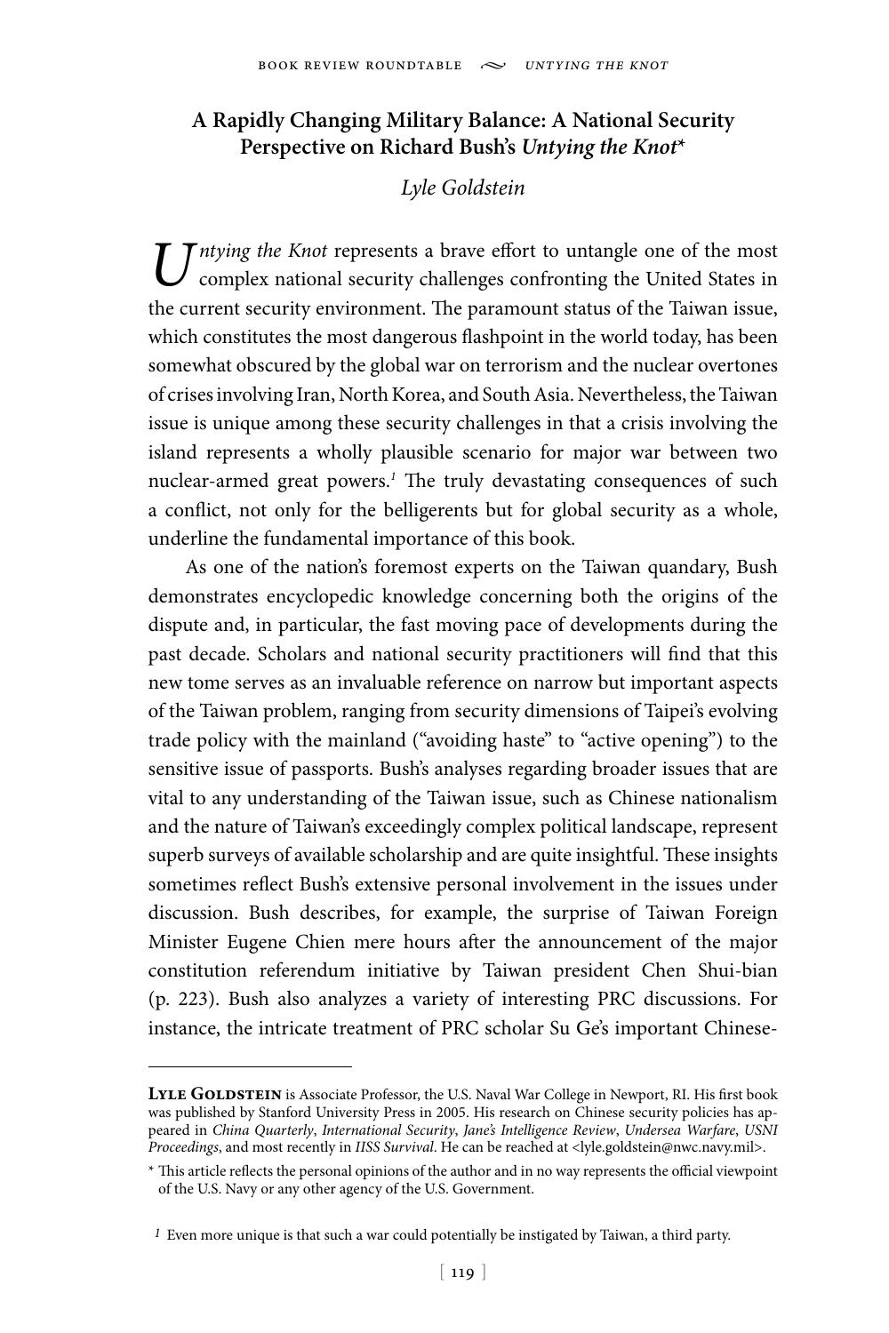## A Rapidly Changing Military Balance: A National Security Perspective on Richard Bush's *Untying the Knot**

*Lyle Goldstein*

*Untying the Knot* represents a brave effort to untangle one of the most complex national security challenges confronting the United States in the current security environment. The paramount status of the Taiwan issue, which constitutes the most dangerous flashpoint in the world today, has been somewhat obscured by the global war on terrorism and the nuclear overtones of crises involving Iran, North Korea, and South Asia. Nevertheless, the Taiwan issue is unique among these security challenges in that a crisis involving the island represents a wholly plausible scenario for major war between two nuclear-armed great powers.[1] The truly devastating consequences of such a conflict, not only for the belligerents but for global security as a whole, underline the fundamental importance of this book.

As one of the nation's foremost experts on the Taiwan quandary, Bush demonstrates encyclopedic knowledge concerning both the origins of the dispute and, in particular, the fast moving pace of developments during the past decade. Scholars and national security practitioners will find that this new tome serves as an invaluable reference on narrow but important aspects of the Taiwan problem, ranging from security dimensions of Taipei's evolving trade policy with the mainland ("avoiding haste" to "active opening") to the sensitive issue of passports. Bush's analyses regarding broader issues that are vital to any understanding of the Taiwan issue, such as Chinese nationalism and the nature of Taiwan's exceedingly complex political landscape, represent superb surveys of available scholarship and are quite insightful. These insights sometimes reflect Bush's extensive personal involvement in the issues under discussion. Bush describes, for example, the surprise of Taiwan Foreign Minister Eugene Chien mere hours after the announcement of the major constitution referendum initiative by Taiwan president Chen Shui-bian (p. 223). Bush also analyzes a variety of interesting PRC discussions. For instance, the intricate treatment of PRC scholar Su Ge's important Chinese-

---

**Lyle Goldstein** is Associate Professor, the U.S. Naval War College in Newport, RI. His first book was published by Stanford University Press in 2005. His research on Chinese security policies has appeared in *China Quarterly*, *International Security*, *Jane's Intelligence Review*, *Undersea Warfare*, *USNI Proceedings*, and most recently in *IISS Survival*. He can be reached at <lyle.goldstein@nwc.navy.mil>.

\* This article reflects the personal opinions of the author and in no way represents the official viewpoint of the U.S. Navy or any other agency of the U.S. Government.

[1] Even more unique is that such a war could potentially be instigated by Taiwan, a third party.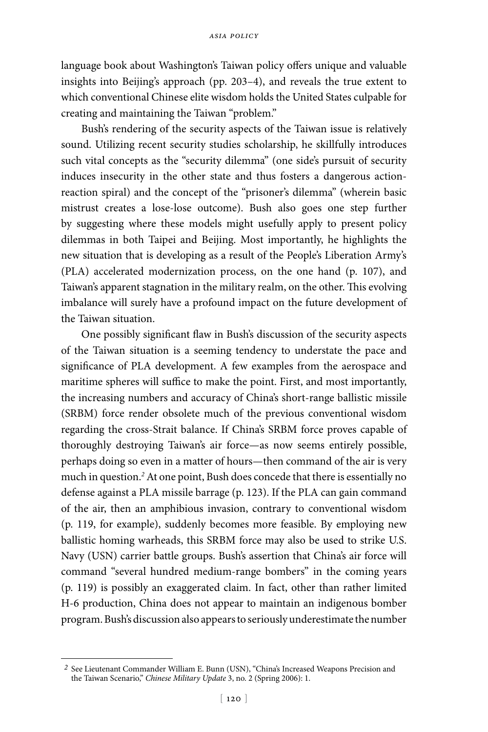language book about Washington's Taiwan policy offers unique and valuable insights into Beijing's approach (pp. 203–4), and reveals the true extent to which conventional Chinese elite wisdom holds the United States culpable for creating and maintaining the Taiwan "problem."

Bush's rendering of the security aspects of the Taiwan issue is relatively sound. Utilizing recent security studies scholarship, he skillfully introduces such vital concepts as the "security dilemma" (one side's pursuit of security induces insecurity in the other state and thus fosters a dangerous action-reaction spiral) and the concept of the "prisoner's dilemma" (wherein basic mistrust creates a lose-lose outcome). Bush also goes one step further by suggesting where these models might usefully apply to present policy dilemmas in both Taipei and Beijing. Most importantly, he highlights the new situation that is developing as a result of the People's Liberation Army's (PLA) accelerated modernization process, on the one hand (p. 107), and Taiwan's apparent stagnation in the military realm, on the other. This evolving imbalance will surely have a profound impact on the future development of the Taiwan situation.

One possibly significant flaw in Bush's discussion of the security aspects of the Taiwan situation is a seeming tendency to understate the pace and significance of PLA development. A few examples from the aerospace and maritime spheres will suffice to make the point. First, and most importantly, the increasing numbers and accuracy of China's short-range ballistic missile (SRBM) force render obsolete much of the previous conventional wisdom regarding the cross-Strait balance. If China's SRBM force proves capable of thoroughly destroying Taiwan's air force—as now seems entirely possible, perhaps doing so even in a matter of hours—then command of the air is very much in question.[2] At one point, Bush does concede that there is essentially no defense against a PLA missile barrage (p. 123). If the PLA can gain command of the air, then an amphibious invasion, contrary to conventional wisdom (p. 119, for example), suddenly becomes more feasible. By employing new ballistic homing warheads, this SRBM force may also be used to strike U.S. Navy (USN) carrier battle groups. Bush's assertion that China's air force will command "several hundred medium-range bombers" in the coming years (p. 119) is possibly an exaggerated claim. In fact, other than rather limited H-6 production, China does not appear to maintain an indigenous bomber program. Bush's discussion also appears to seriously underestimate the number

---

[2] See Lieutenant Commander William E. Bunn (USN), "China's Increased Weapons Precision and the Taiwan Scenario," *Chinese Military Update* 3, no. 2 (Spring 2006): 1.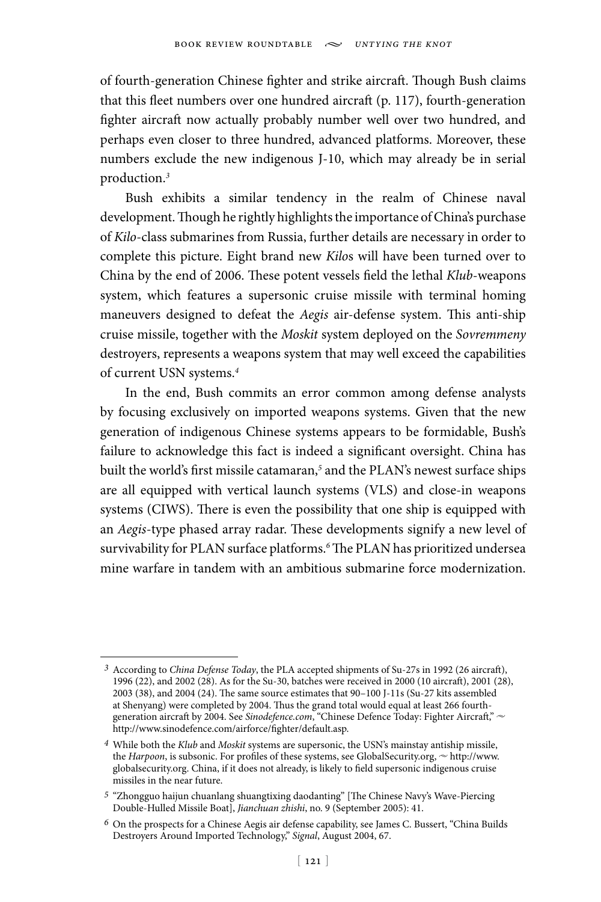of fourth-generation Chinese fighter and strike aircraft. Though Bush claims that this fleet numbers over one hundred aircraft (p. 117), fourth-generation fighter aircraft now actually probably number well over two hundred, and perhaps even closer to three hundred, advanced platforms. Moreover, these numbers exclude the new indigenous J-10, which may already be in serial production.[3]

Bush exhibits a similar tendency in the realm of Chinese naval development. Though he rightly highlights the importance of China's purchase of *Kilo*-class submarines from Russia, further details are necessary in order to complete this picture. Eight brand new *Kilo*s will have been turned over to China by the end of 2006. These potent vessels field the lethal *Klub*-weapons system, which features a supersonic cruise missile with terminal homing maneuvers designed to defeat the *Aegis* air-defense system. This anti-ship cruise missile, together with the *Moskit* system deployed on the *Sovremmeny* destroyers, represents a weapons system that may well exceed the capabilities of current USN systems.[4]

In the end, Bush commits an error common among defense analysts by focusing exclusively on imported weapons systems. Given that the new generation of indigenous Chinese systems appears to be formidable, Bush's failure to acknowledge this fact is indeed a significant oversight. China has built the world's first missile catamaran,[5] and the PLAN's newest surface ships are all equipped with vertical launch systems (VLS) and close-in weapons systems (CIWS). There is even the possibility that one ship is equipped with an *Aegis*-type phased array radar. These developments signify a new level of survivability for PLAN surface platforms.[6] The PLAN has prioritized undersea mine warfare in tandem with an ambitious submarine force modernization.

---

3 According to *China Defense Today*, the PLA accepted shipments of Su-27s in 1992 (26 aircraft), 1996 (22), and 2002 (28). As for the Su-30, batches were received in 2000 (10 aircraft), 2001 (28), 2003 (38), and 2004 (24). The same source estimates that 90–100 J-11s (Su-27 kits assembled at Shenyang) were completed by 2004. Thus the grand total would equal at least 266 fourth-generation aircraft by 2004. See *Sinodefence.com*, "Chinese Defence Today: Fighter Aircraft," ~ http://www.sinodefence.com/airforce/fighter/default.asp.

4 While both the *Klub* and *Moskit* systems are supersonic, the USN's mainstay antiship missile, the *Harpoon*, is subsonic. For profiles of these systems, see GlobalSecurity.org, ~ http://www.globalsecurity.org. China, if it does not already, is likely to field supersonic indigenous cruise missiles in the near future.

5 "Zhongguo haijun chuanlang shuangtixing daodanting" [The Chinese Navy's Wave-Piercing Double-Hulled Missile Boat], *Jianchuan zhishi*, no. 9 (September 2005): 41.

6 On the prospects for a Chinese Aegis air defense capability, see James C. Bussert, "China Builds Destroyers Around Imported Technology," *Signal*, August 2004, 67.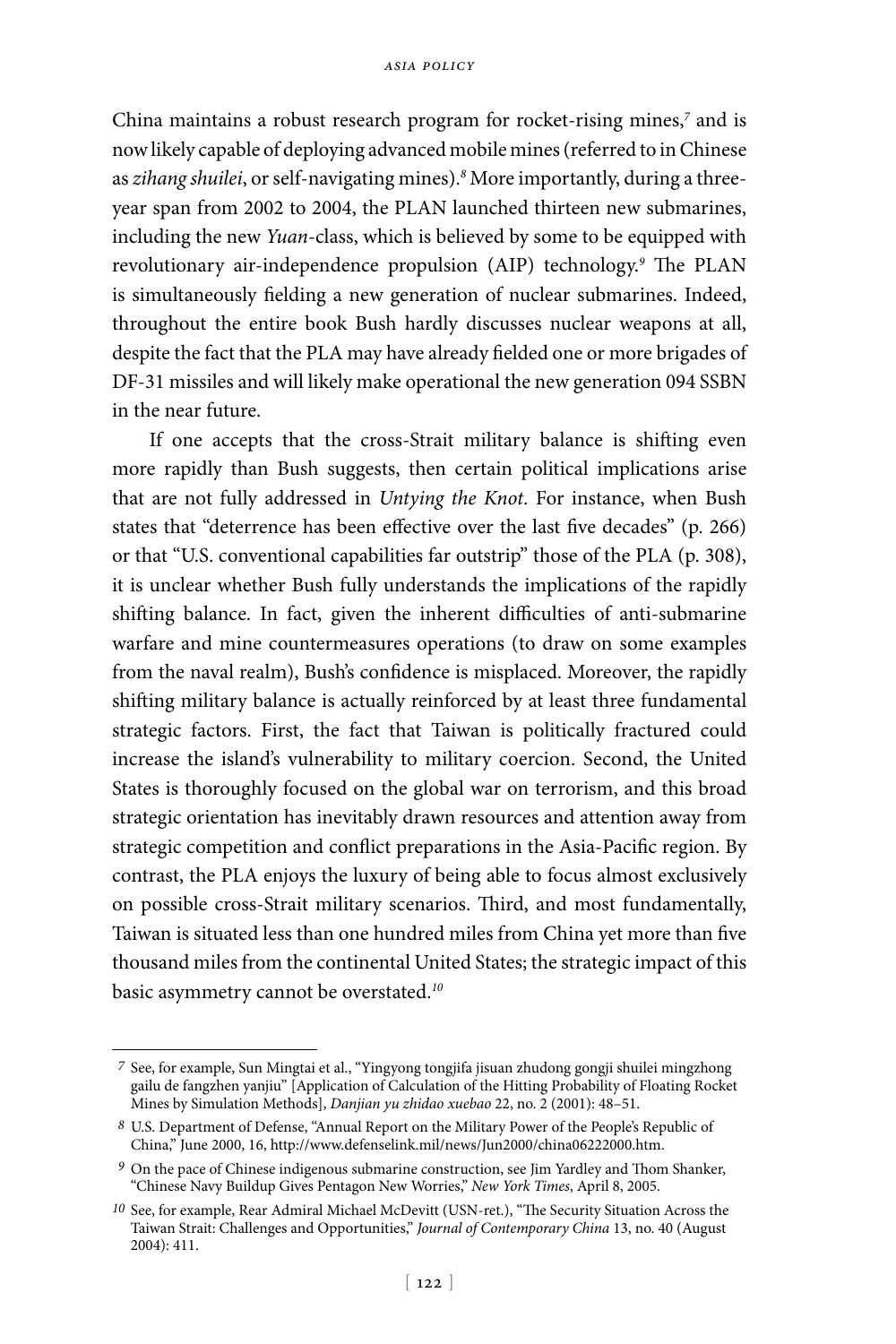China maintains a robust research program for rocket-rising mines,[7] and is now likely capable of deploying advanced mobile mines (referred to in Chinese as *zihang shuilei*, or self-navigating mines).[8] More importantly, during a three-year span from 2002 to 2004, the PLAN launched thirteen new submarines, including the new *Yuan*-class, which is believed by some to be equipped with revolutionary air-independence propulsion (AIP) technology.[9] The PLAN is simultaneously fielding a new generation of nuclear submarines. Indeed, throughout the entire book Bush hardly discusses nuclear weapons at all, despite the fact that the PLA may have already fielded one or more brigades of DF-31 missiles and will likely make operational the new generation 094 SSBN in the near future.

If one accepts that the cross-Strait military balance is shifting even more rapidly than Bush suggests, then certain political implications arise that are not fully addressed in *Untying the Knot*. For instance, when Bush states that "deterrence has been effective over the last five decades" (p. 266) or that "U.S. conventional capabilities far outstrip" those of the PLA (p. 308), it is unclear whether Bush fully understands the implications of the rapidly shifting balance. In fact, given the inherent difficulties of anti-submarine warfare and mine countermeasures operations (to draw on some examples from the naval realm), Bush's confidence is misplaced. Moreover, the rapidly shifting military balance is actually reinforced by at least three fundamental strategic factors. First, the fact that Taiwan is politically fractured could increase the island's vulnerability to military coercion. Second, the United States is thoroughly focused on the global war on terrorism, and this broad strategic orientation has inevitably drawn resources and attention away from strategic competition and conflict preparations in the Asia-Pacific region. By contrast, the PLA enjoys the luxury of being able to focus almost exclusively on possible cross-Strait military scenarios. Third, and most fundamentally, Taiwan is situated less than one hundred miles from China yet more than five thousand miles from the continental United States; the strategic impact of this basic asymmetry cannot be overstated.[10]

---

7 See, for example, Sun Mingtai et al., "Yingyong tongjifa jisuan zhudong gongji shuilei mingzhong gailu de fangzhen yanjiu" [Application of Calculation of the Hitting Probability of Floating Rocket Mines by Simulation Methods], *Danjian yu zhidao xuebao* 22, no. 2 (2001): 48–51.

8 U.S. Department of Defense, "Annual Report on the Military Power of the People's Republic of China," June 2000, 16, http://www.defenselink.mil/news/Jun2000/china06222000.htm.

9 On the pace of Chinese indigenous submarine construction, see Jim Yardley and Thom Shanker, "Chinese Navy Buildup Gives Pentagon New Worries," *New York Times*, April 8, 2005.

10 See, for example, Rear Admiral Michael McDevitt (USN-ret.), "The Security Situation Across the Taiwan Strait: Challenges and Opportunities," *Journal of Contemporary China* 13, no. 40 (August 2004): 411.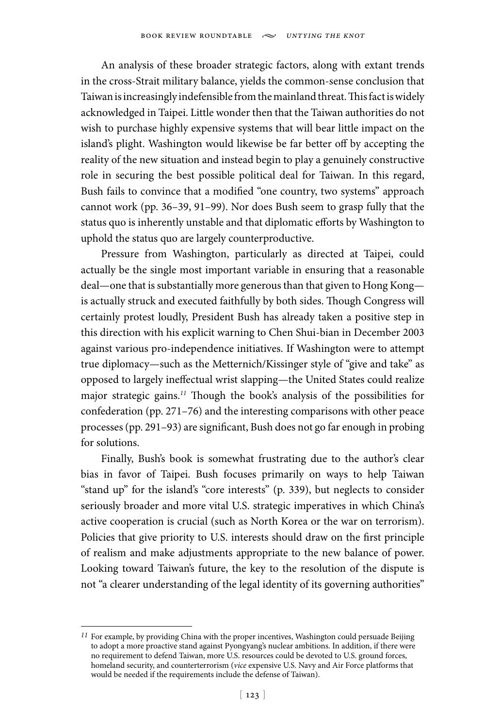An analysis of these broader strategic factors, along with extant trends in the cross-Strait military balance, yields the common-sense conclusion that Taiwan is increasingly indefensible from the mainland threat. This fact is widely acknowledged in Taipei. Little wonder then that the Taiwan authorities do not wish to purchase highly expensive systems that will bear little impact on the island's plight. Washington would likewise be far better off by accepting the reality of the new situation and instead begin to play a genuinely constructive role in securing the best possible political deal for Taiwan. In this regard, Bush fails to convince that a modified "one country, two systems" approach cannot work (pp. 36–39, 91–99). Nor does Bush seem to grasp fully that the status quo is inherently unstable and that diplomatic efforts by Washington to uphold the status quo are largely counterproductive.

Pressure from Washington, particularly as directed at Taipei, could actually be the single most important variable in ensuring that a reasonable deal—one that is substantially more generous than that given to Hong Kong—is actually struck and executed faithfully by both sides. Though Congress will certainly protest loudly, President Bush has already taken a positive step in this direction with his explicit warning to Chen Shui-bian in December 2003 against various pro-independence initiatives. If Washington were to attempt true diplomacy—such as the Metternich/Kissinger style of "give and take" as opposed to largely ineffectual wrist slapping—the United States could realize major strategic gains.[11] Though the book's analysis of the possibilities for confederation (pp. 271–76) and the interesting comparisons with other peace processes (pp. 291–93) are significant, Bush does not go far enough in probing for solutions.

Finally, Bush's book is somewhat frustrating due to the author's clear bias in favor of Taipei. Bush focuses primarily on ways to help Taiwan "stand up" for the island's "core interests" (p. 339), but neglects to consider seriously broader and more vital U.S. strategic imperatives in which China's active cooperation is crucial (such as North Korea or the war on terrorism). Policies that give priority to U.S. interests should draw on the first principle of realism and make adjustments appropriate to the new balance of power. Looking toward Taiwan's future, the key to the resolution of the dispute is not "a clearer understanding of the legal identity of its governing authorities"

---

[11] For example, by providing China with the proper incentives, Washington could persuade Beijing to adopt a more proactive stand against Pyongyang's nuclear ambitions. In addition, if there were no requirement to defend Taiwan, more U.S. resources could be devoted to U.S. ground forces, homeland security, and counterterrorism (*vice* expensive U.S. Navy and Air Force platforms that would be needed if the requirements include the defense of Taiwan).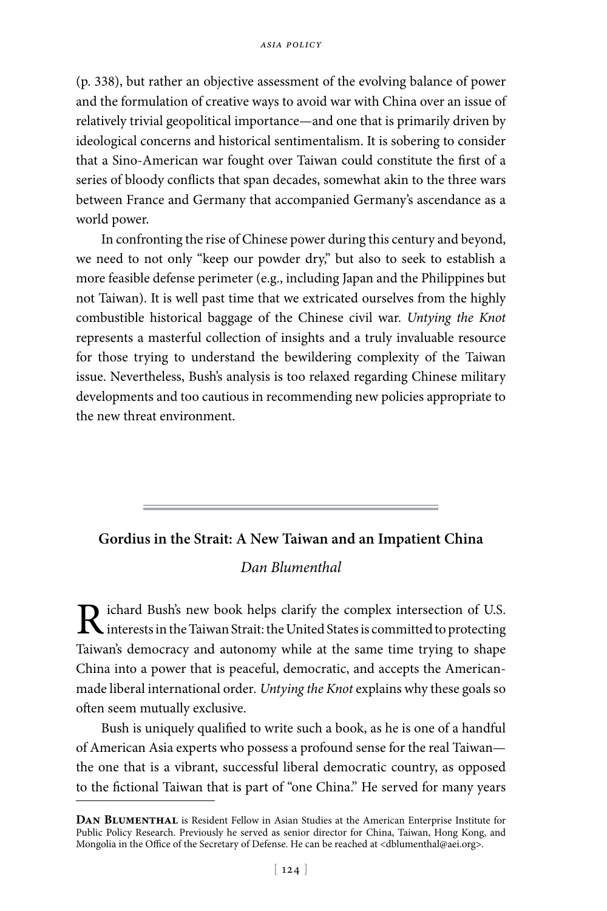(p. 338), but rather an objective assessment of the evolving balance of power and the formulation of creative ways to avoid war with China over an issue of relatively trivial geopolitical importance—and one that is primarily driven by ideological concerns and historical sentimentalism. It is sobering to consider that a Sino-American war fought over Taiwan could constitute the first of a series of bloody conflicts that span decades, somewhat akin to the three wars between France and Germany that accompanied Germany's ascendance as a world power.

In confronting the rise of Chinese power during this century and beyond, we need to not only "keep our powder dry," but also to seek to establish a more feasible defense perimeter (e.g., including Japan and the Philippines but not Taiwan). It is well past time that we extricated ourselves from the highly combustible historical baggage of the Chinese civil war. *Untying the Knot* represents a masterful collection of insights and a truly invaluable resource for those trying to understand the bewildering complexity of the Taiwan issue. Nevertheless, Bush's analysis is too relaxed regarding Chinese military developments and too cautious in recommending new policies appropriate to the new threat environment.

---

## Gordius in the Strait: A New Taiwan and an Impatient China

*Dan Blumenthal*

Richard Bush's new book helps clarify the complex intersection of U.S. interests in the Taiwan Strait: the United States is committed to protecting Taiwan's democracy and autonomy while at the same time trying to shape China into a power that is peaceful, democratic, and accepts the American-made liberal international order. *Untying the Knot* explains why these goals so often seem mutually exclusive.

Bush is uniquely qualified to write such a book, as he is one of a handful of American Asia experts who possess a profound sense for the real Taiwan—the one that is a vibrant, successful liberal democratic country, as opposed to the fictional Taiwan that is part of "one China." He served for many years

---

**Dan Blumenthal** is Resident Fellow in Asian Studies at the American Enterprise Institute for Public Policy Research. Previously he served as senior director for China, Taiwan, Hong Kong, and Mongolia in the Office of the Secretary of Defense. He can be reached at <dblumenthal@aei.org>.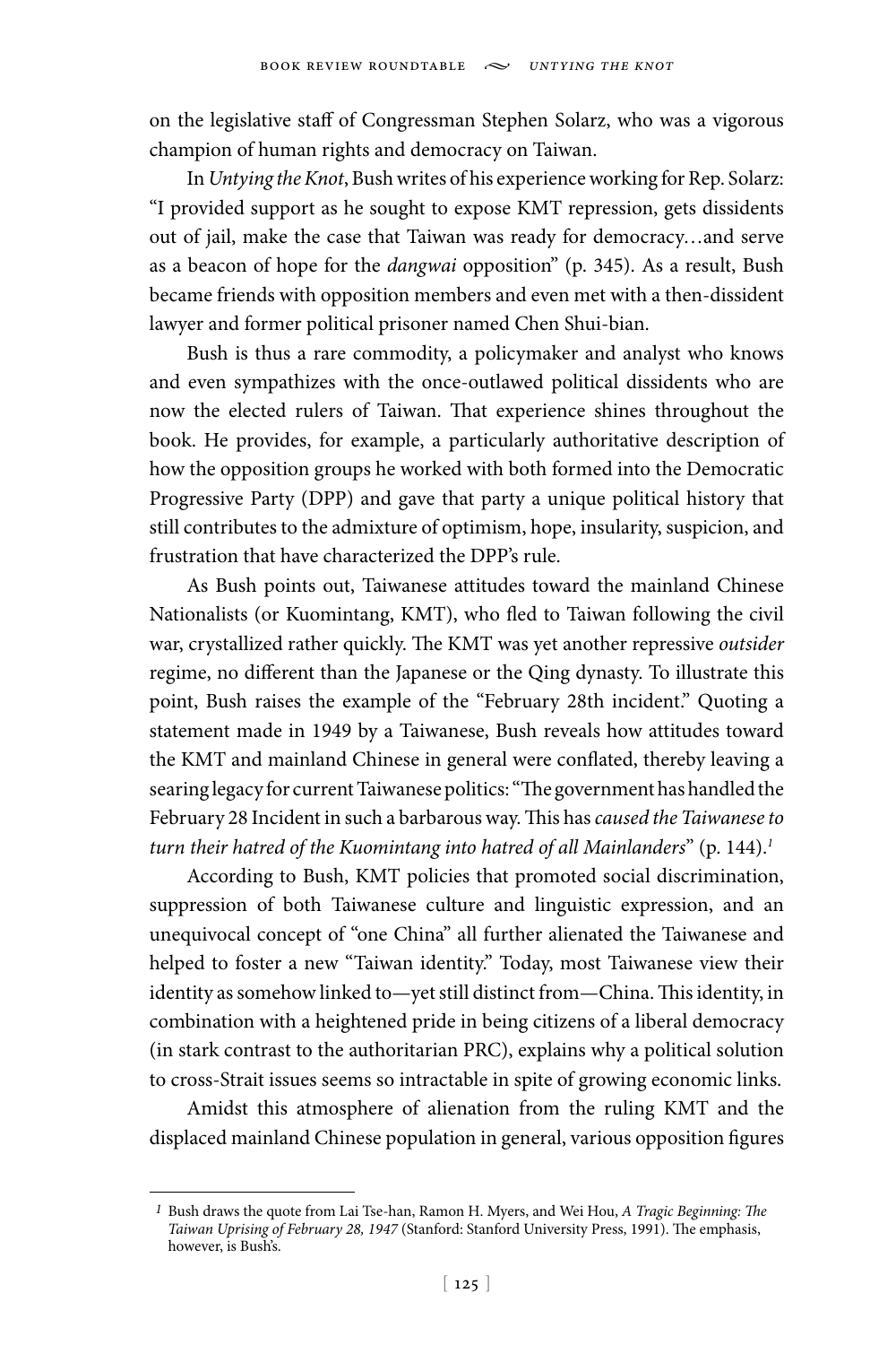on the legislative staff of Congressman Stephen Solarz, who was a vigorous champion of human rights and democracy on Taiwan.

In *Untying the Knot*, Bush writes of his experience working for Rep. Solarz: "I provided support as he sought to expose KMT repression, gets dissidents out of jail, make the case that Taiwan was ready for democracy…and serve as a beacon of hope for the *dangwai* opposition" (p. 345). As a result, Bush became friends with opposition members and even met with a then-dissident lawyer and former political prisoner named Chen Shui-bian.

Bush is thus a rare commodity, a policymaker and analyst who knows and even sympathizes with the once-outlawed political dissidents who are now the elected rulers of Taiwan. That experience shines throughout the book. He provides, for example, a particularly authoritative description of how the opposition groups he worked with both formed into the Democratic Progressive Party (DPP) and gave that party a unique political history that still contributes to the admixture of optimism, hope, insularity, suspicion, and frustration that have characterized the DPP's rule.

As Bush points out, Taiwanese attitudes toward the mainland Chinese Nationalists (or Kuomintang, KMT), who fled to Taiwan following the civil war, crystallized rather quickly. The KMT was yet another repressive *outsider* regime, no different than the Japanese or the Qing dynasty. To illustrate this point, Bush raises the example of the "February 28th incident." Quoting a statement made in 1949 by a Taiwanese, Bush reveals how attitudes toward the KMT and mainland Chinese in general were conflated, thereby leaving a searing legacy for current Taiwanese politics: "The government has handled the February 28 Incident in such a barbarous way. This has *caused the Taiwanese to turn their hatred of the Kuomintang into hatred of all Mainlanders*" (p. 144).[1]

According to Bush, KMT policies that promoted social discrimination, suppression of both Taiwanese culture and linguistic expression, and an unequivocal concept of "one China" all further alienated the Taiwanese and helped to foster a new "Taiwan identity." Today, most Taiwanese view their identity as somehow linked to—yet still distinct from—China. This identity, in combination with a heightened pride in being citizens of a liberal democracy (in stark contrast to the authoritarian PRC), explains why a political solution to cross-Strait issues seems so intractable in spite of growing economic links.

Amidst this atmosphere of alienation from the ruling KMT and the displaced mainland Chinese population in general, various opposition figures

---

[1] Bush draws the quote from Lai Tse-han, Ramon H. Myers, and Wei Hou, *A Tragic Beginning: The Taiwan Uprising of February 28, 1947* (Stanford: Stanford University Press, 1991). The emphasis, however, is Bush's.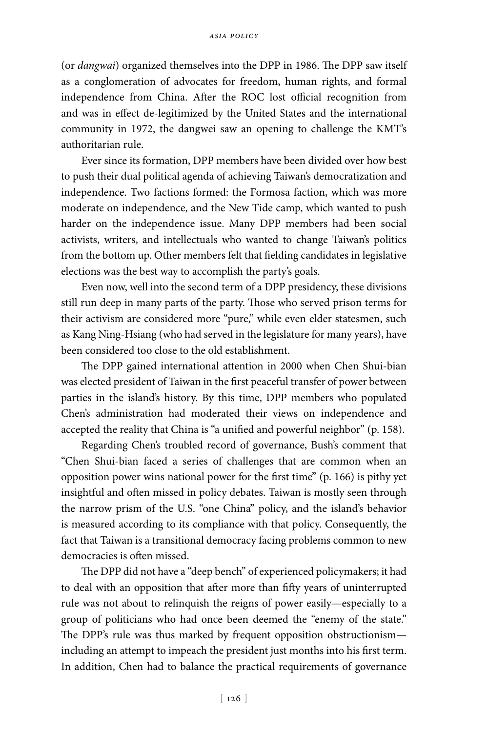(or *dangwai*) organized themselves into the DPP in 1986. The DPP saw itself as a conglomeration of advocates for freedom, human rights, and formal independence from China. After the ROC lost official recognition from and was in effect de-legitimized by the United States and the international community in 1972, the dangwei saw an opening to challenge the KMT's authoritarian rule.

Ever since its formation, DPP members have been divided over how best to push their dual political agenda of achieving Taiwan's democratization and independence. Two factions formed: the Formosa faction, which was more moderate on independence, and the New Tide camp, which wanted to push harder on the independence issue. Many DPP members had been social activists, writers, and intellectuals who wanted to change Taiwan's politics from the bottom up. Other members felt that fielding candidates in legislative elections was the best way to accomplish the party's goals.

Even now, well into the second term of a DPP presidency, these divisions still run deep in many parts of the party. Those who served prison terms for their activism are considered more "pure," while even elder statesmen, such as Kang Ning-Hsiang (who had served in the legislature for many years), have been considered too close to the old establishment.

The DPP gained international attention in 2000 when Chen Shui-bian was elected president of Taiwan in the first peaceful transfer of power between parties in the island's history. By this time, DPP members who populated Chen's administration had moderated their views on independence and accepted the reality that China is "a unified and powerful neighbor" (p. 158).

Regarding Chen's troubled record of governance, Bush's comment that "Chen Shui-bian faced a series of challenges that are common when an opposition power wins national power for the first time" (p. 166) is pithy yet insightful and often missed in policy debates. Taiwan is mostly seen through the narrow prism of the U.S. "one China" policy, and the island's behavior is measured according to its compliance with that policy. Consequently, the fact that Taiwan is a transitional democracy facing problems common to new democracies is often missed.

The DPP did not have a "deep bench" of experienced policymakers; it had to deal with an opposition that after more than fifty years of uninterrupted rule was not about to relinquish the reigns of power easily—especially to a group of politicians who had once been deemed the "enemy of the state." The DPP's rule was thus marked by frequent opposition obstructionism—including an attempt to impeach the president just months into his first term. In addition, Chen had to balance the practical requirements of governance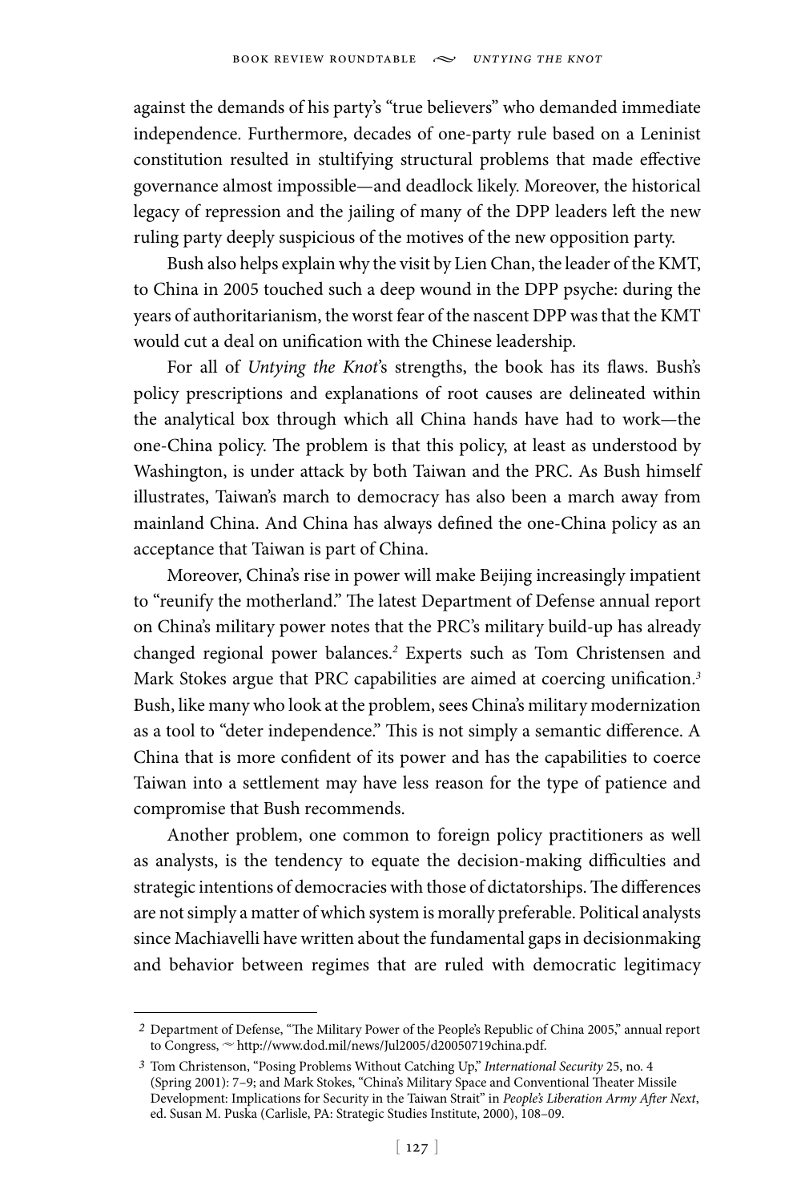against the demands of his party's "true believers" who demanded immediate independence. Furthermore, decades of one-party rule based on a Leninist constitution resulted in stultifying structural problems that made effective governance almost impossible—and deadlock likely. Moreover, the historical legacy of repression and the jailing of many of the DPP leaders left the new ruling party deeply suspicious of the motives of the new opposition party.

Bush also helps explain why the visit by Lien Chan, the leader of the KMT, to China in 2005 touched such a deep wound in the DPP psyche: during the years of authoritarianism, the worst fear of the nascent DPP was that the KMT would cut a deal on unification with the Chinese leadership.

For all of *Untying the Knot*'s strengths, the book has its flaws. Bush's policy prescriptions and explanations of root causes are delineated within the analytical box through which all China hands have had to work—the one-China policy. The problem is that this policy, at least as understood by Washington, is under attack by both Taiwan and the PRC. As Bush himself illustrates, Taiwan's march to democracy has also been a march away from mainland China. And China has always defined the one-China policy as an acceptance that Taiwan is part of China.

Moreover, China's rise in power will make Beijing increasingly impatient to "reunify the motherland." The latest Department of Defense annual report on China's military power notes that the PRC's military build-up has already changed regional power balances.[2] Experts such as Tom Christensen and Mark Stokes argue that PRC capabilities are aimed at coercing unification.[3] Bush, like many who look at the problem, sees China's military modernization as a tool to "deter independence." This is not simply a semantic difference. A China that is more confident of its power and has the capabilities to coerce Taiwan into a settlement may have less reason for the type of patience and compromise that Bush recommends.

Another problem, one common to foreign policy practitioners as well as analysts, is the tendency to equate the decision-making difficulties and strategic intentions of democracies with those of dictatorships. The differences are not simply a matter of which system is morally preferable. Political analysts since Machiavelli have written about the fundamental gaps in decisionmaking and behavior between regimes that are ruled with democratic legitimacy

---

2 Department of Defense, "The Military Power of the People's Republic of China 2005," annual report to Congress, ~ http://www.dod.mil/news/Jul2005/d20050719china.pdf.

3 Tom Christenson, "Posing Problems Without Catching Up," *International Security* 25, no. 4 (Spring 2001): 7–9; and Mark Stokes, "China's Military Space and Conventional Theater Missile Development: Implications for Security in the Taiwan Strait" in *People's Liberation Army After Next*, ed. Susan M. Puska (Carlisle, PA: Strategic Studies Institute, 2000), 108–09.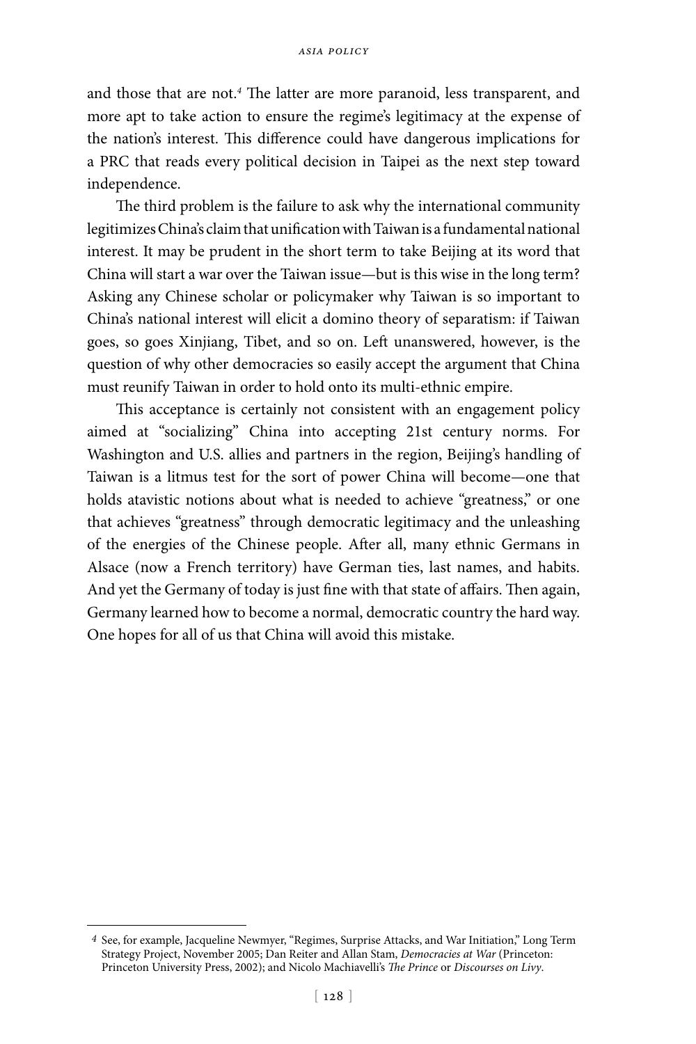and those that are not.[4] The latter are more paranoid, less transparent, and more apt to take action to ensure the regime's legitimacy at the expense of the nation's interest. This difference could have dangerous implications for a PRC that reads every political decision in Taipei as the next step toward independence.

The third problem is the failure to ask why the international community legitimizes China's claim that unification with Taiwan is a fundamental national interest. It may be prudent in the short term to take Beijing at its word that China will start a war over the Taiwan issue—but is this wise in the long term? Asking any Chinese scholar or policymaker why Taiwan is so important to China's national interest will elicit a domino theory of separatism: if Taiwan goes, so goes Xinjiang, Tibet, and so on. Left unanswered, however, is the question of why other democracies so easily accept the argument that China must reunify Taiwan in order to hold onto its multi-ethnic empire.

This acceptance is certainly not consistent with an engagement policy aimed at "socializing" China into accepting 21st century norms. For Washington and U.S. allies and partners in the region, Beijing's handling of Taiwan is a litmus test for the sort of power China will become—one that holds atavistic notions about what is needed to achieve "greatness," or one that achieves "greatness" through democratic legitimacy and the unleashing of the energies of the Chinese people. After all, many ethnic Germans in Alsace (now a French territory) have German ties, last names, and habits. And yet the Germany of today is just fine with that state of affairs. Then again, Germany learned how to become a normal, democratic country the hard way. One hopes for all of us that China will avoid this mistake.

---

[4] See, for example, Jacqueline Newmyer, "Regimes, Surprise Attacks, and War Initiation," Long Term Strategy Project, November 2005; Dan Reiter and Allan Stam, *Democracies at War* (Princeton: Princeton University Press, 2002); and Nicolo Machiavelli's *The Prince* or *Discourses on Livy*.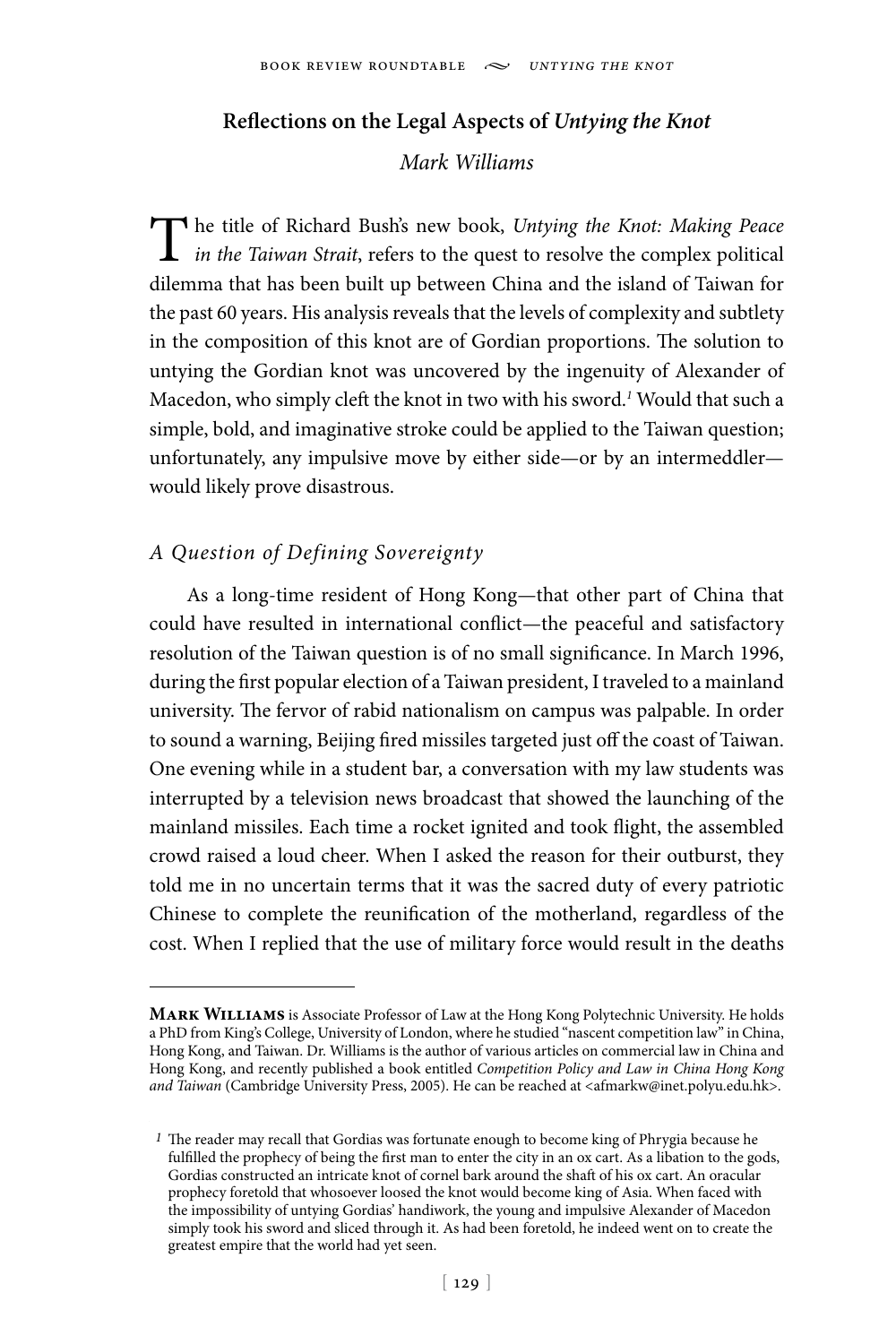## Reflections on the Legal Aspects of *Untying the Knot*

*Mark Williams*

The title of Richard Bush's new book, *Untying the Knot: Making Peace in the Taiwan Strait*, refers to the quest to resolve the complex political dilemma that has been built up between China and the island of Taiwan for the past 60 years. His analysis reveals that the levels of complexity and subtlety in the composition of this knot are of Gordian proportions. The solution to untying the Gordian knot was uncovered by the ingenuity of Alexander of Macedon, who simply cleft the knot in two with his sword.[1] Would that such a simple, bold, and imaginative stroke could be applied to the Taiwan question; unfortunately, any impulsive move by either side—or by an intermeddler—would likely prove disastrous.

### *A Question of Defining Sovereignty*

As a long-time resident of Hong Kong—that other part of China that could have resulted in international conflict—the peaceful and satisfactory resolution of the Taiwan question is of no small significance. In March 1996, during the first popular election of a Taiwan president, I traveled to a mainland university. The fervor of rabid nationalism on campus was palpable. In order to sound a warning, Beijing fired missiles targeted just off the coast of Taiwan. One evening while in a student bar, a conversation with my law students was interrupted by a television news broadcast that showed the launching of the mainland missiles. Each time a rocket ignited and took flight, the assembled crowd raised a loud cheer. When I asked the reason for their outburst, they told me in no uncertain terms that it was the sacred duty of every patriotic Chinese to complete the reunification of the motherland, regardless of the cost. When I replied that the use of military force would result in the deaths

---

**Mark Williams** is Associate Professor of Law at the Hong Kong Polytechnic University. He holds a PhD from King's College, University of London, where he studied "nascent competition law" in China, Hong Kong, and Taiwan. Dr. Williams is the author of various articles on commercial law in China and Hong Kong, and recently published a book entitled *Competition Policy and Law in China Hong Kong and Taiwan* (Cambridge University Press, 2005). He can be reached at <afmarkw@inet.polyu.edu.hk>.

[1] The reader may recall that Gordias was fortunate enough to become king of Phrygia because he fulfilled the prophecy of being the first man to enter the city in an ox cart. As a libation to the gods, Gordias constructed an intricate knot of cornel bark around the shaft of his ox cart. An oracular prophecy foretold that whosoever loosed the knot would become king of Asia. When faced with the impossibility of untying Gordias' handiwork, the young and impulsive Alexander of Macedon simply took his sword and sliced through it. As had been foretold, he indeed went on to create the greatest empire that the world had yet seen.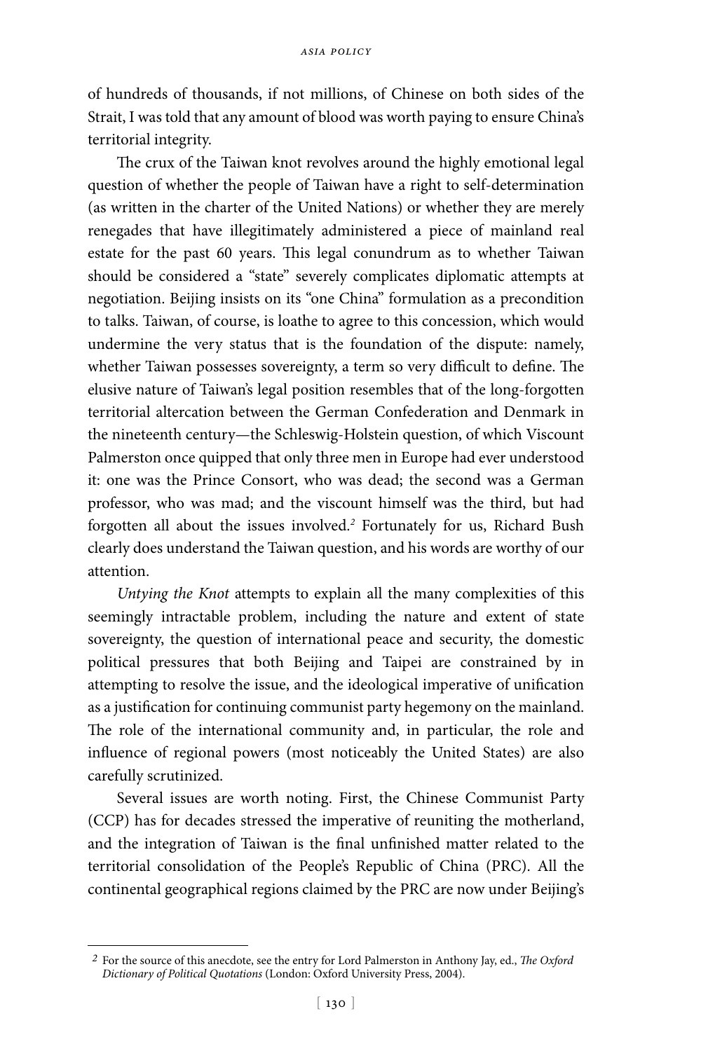of hundreds of thousands, if not millions, of Chinese on both sides of the Strait, I was told that any amount of blood was worth paying to ensure China's territorial integrity.

The crux of the Taiwan knot revolves around the highly emotional legal question of whether the people of Taiwan have a right to self-determination (as written in the charter of the United Nations) or whether they are merely renegades that have illegitimately administered a piece of mainland real estate for the past 60 years. This legal conundrum as to whether Taiwan should be considered a "state" severely complicates diplomatic attempts at negotiation. Beijing insists on its "one China" formulation as a precondition to talks. Taiwan, of course, is loathe to agree to this concession, which would undermine the very status that is the foundation of the dispute: namely, whether Taiwan possesses sovereignty, a term so very difficult to define. The elusive nature of Taiwan's legal position resembles that of the long-forgotten territorial altercation between the German Confederation and Denmark in the nineteenth century—the Schleswig-Holstein question, of which Viscount Palmerston once quipped that only three men in Europe had ever understood it: one was the Prince Consort, who was dead; the second was a German professor, who was mad; and the viscount himself was the third, but had forgotten all about the issues involved.[2] Fortunately for us, Richard Bush clearly does understand the Taiwan question, and his words are worthy of our attention.

*Untying the Knot* attempts to explain all the many complexities of this seemingly intractable problem, including the nature and extent of state sovereignty, the question of international peace and security, the domestic political pressures that both Beijing and Taipei are constrained by in attempting to resolve the issue, and the ideological imperative of unification as a justification for continuing communist party hegemony on the mainland. The role of the international community and, in particular, the role and influence of regional powers (most noticeably the United States) are also carefully scrutinized.

Several issues are worth noting. First, the Chinese Communist Party (CCP) has for decades stressed the imperative of reuniting the motherland, and the integration of Taiwan is the final unfinished matter related to the territorial consolidation of the People's Republic of China (PRC). All the continental geographical regions claimed by the PRC are now under Beijing's

---

[2] For the source of this anecdote, see the entry for Lord Palmerston in Anthony Jay, ed., *The Oxford Dictionary of Political Quotations* (London: Oxford University Press, 2004).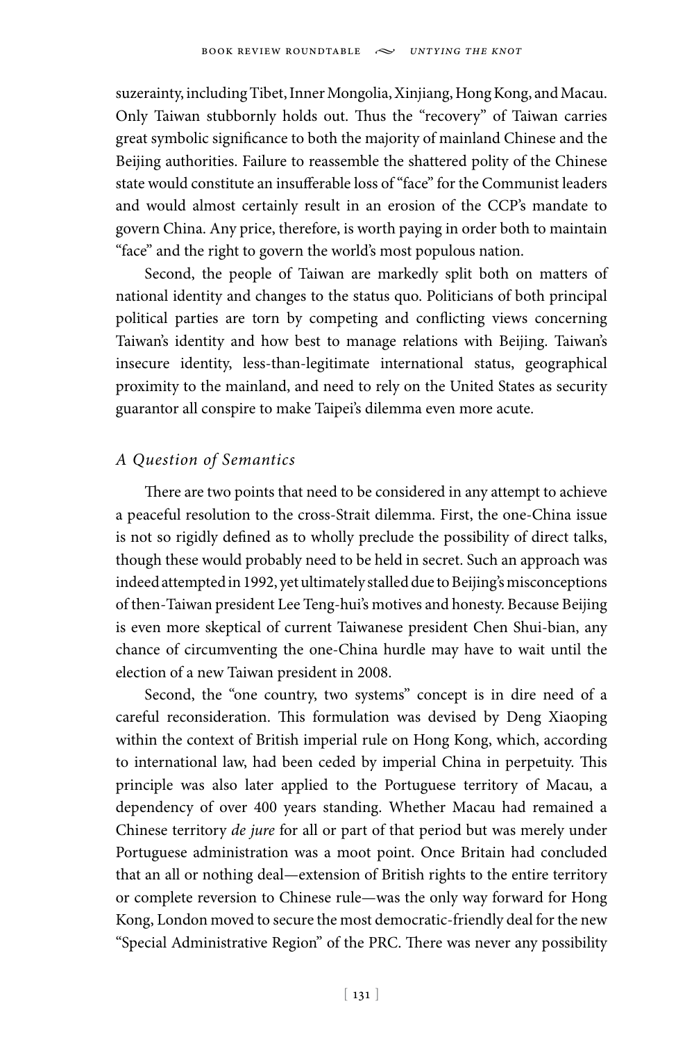suzerainty, including Tibet, Inner Mongolia, Xinjiang, Hong Kong, and Macau. Only Taiwan stubbornly holds out. Thus the "recovery" of Taiwan carries great symbolic significance to both the majority of mainland Chinese and the Beijing authorities. Failure to reassemble the shattered polity of the Chinese state would constitute an insufferable loss of "face" for the Communist leaders and would almost certainly result in an erosion of the CCP's mandate to govern China. Any price, therefore, is worth paying in order both to maintain "face" and the right to govern the world's most populous nation.

Second, the people of Taiwan are markedly split both on matters of national identity and changes to the status quo. Politicians of both principal political parties are torn by competing and conflicting views concerning Taiwan's identity and how best to manage relations with Beijing. Taiwan's insecure identity, less-than-legitimate international status, geographical proximity to the mainland, and need to rely on the United States as security guarantor all conspire to make Taipei's dilemma even more acute.

### *A Question of Semantics*

There are two points that need to be considered in any attempt to achieve a peaceful resolution to the cross-Strait dilemma. First, the one-China issue is not so rigidly defined as to wholly preclude the possibility of direct talks, though these would probably need to be held in secret. Such an approach was indeed attempted in 1992, yet ultimately stalled due to Beijing's misconceptions of then-Taiwan president Lee Teng-hui's motives and honesty. Because Beijing is even more skeptical of current Taiwanese president Chen Shui-bian, any chance of circumventing the one-China hurdle may have to wait until the election of a new Taiwan president in 2008.

Second, the "one country, two systems" concept is in dire need of a careful reconsideration. This formulation was devised by Deng Xiaoping within the context of British imperial rule on Hong Kong, which, according to international law, had been ceded by imperial China in perpetuity. This principle was also later applied to the Portuguese territory of Macau, a dependency of over 400 years standing. Whether Macau had remained a Chinese territory *de jure* for all or part of that period but was merely under Portuguese administration was a moot point. Once Britain had concluded that an all or nothing deal—extension of British rights to the entire territory or complete reversion to Chinese rule—was the only way forward for Hong Kong, London moved to secure the most democratic-friendly deal for the new "Special Administrative Region" of the PRC. There was never any possibility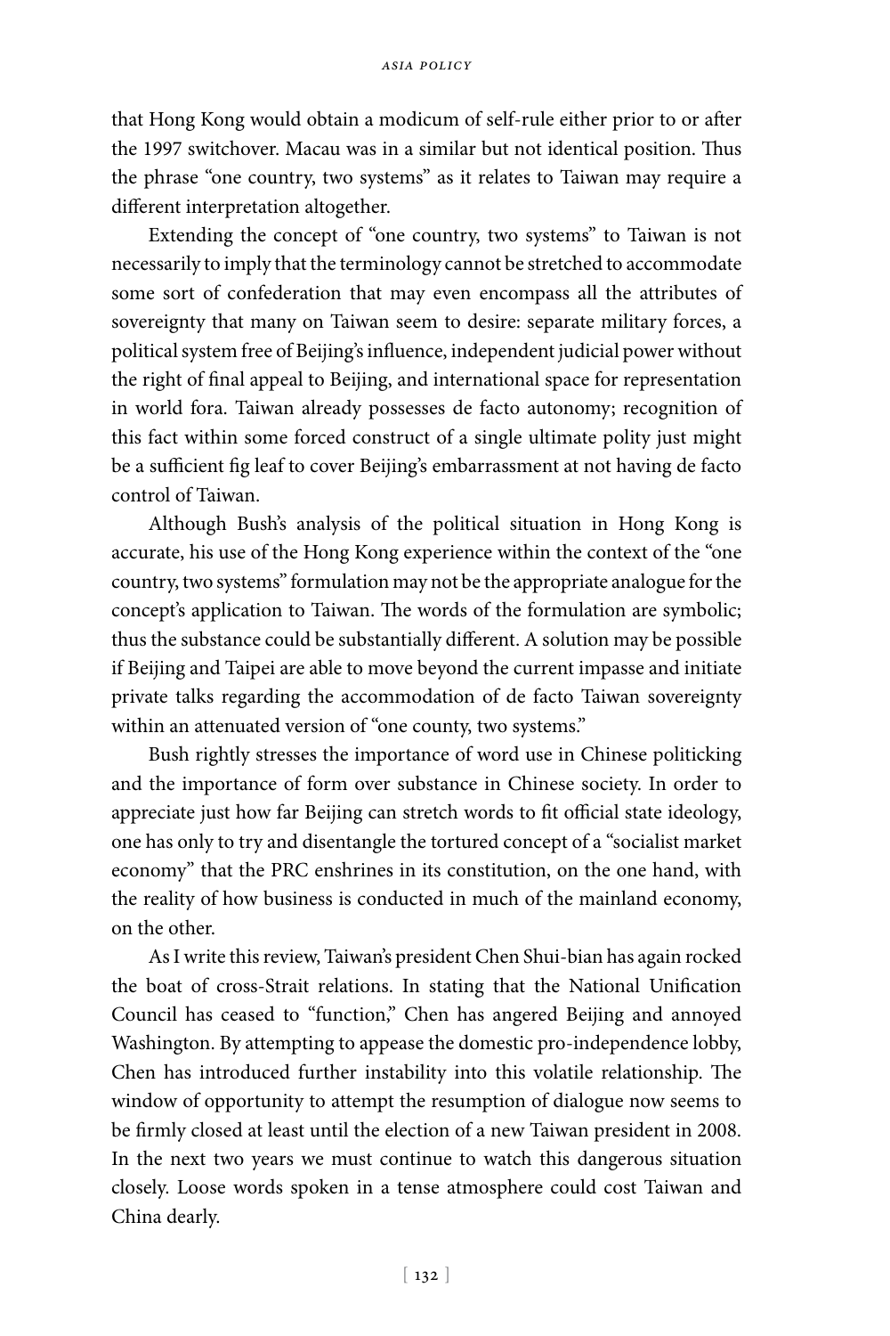that Hong Kong would obtain a modicum of self-rule either prior to or after the 1997 switchover. Macau was in a similar but not identical position. Thus the phrase "one country, two systems" as it relates to Taiwan may require a different interpretation altogether.

Extending the concept of "one country, two systems" to Taiwan is not necessarily to imply that the terminology cannot be stretched to accommodate some sort of confederation that may even encompass all the attributes of sovereignty that many on Taiwan seem to desire: separate military forces, a political system free of Beijing's influence, independent judicial power without the right of final appeal to Beijing, and international space for representation in world fora. Taiwan already possesses de facto autonomy; recognition of this fact within some forced construct of a single ultimate polity just might be a sufficient fig leaf to cover Beijing's embarrassment at not having de facto control of Taiwan.

Although Bush's analysis of the political situation in Hong Kong is accurate, his use of the Hong Kong experience within the context of the "one country, two systems" formulation may not be the appropriate analogue for the concept's application to Taiwan. The words of the formulation are symbolic; thus the substance could be substantially different. A solution may be possible if Beijing and Taipei are able to move beyond the current impasse and initiate private talks regarding the accommodation of de facto Taiwan sovereignty within an attenuated version of "one county, two systems."

Bush rightly stresses the importance of word use in Chinese politicking and the importance of form over substance in Chinese society. In order to appreciate just how far Beijing can stretch words to fit official state ideology, one has only to try and disentangle the tortured concept of a "socialist market economy" that the PRC enshrines in its constitution, on the one hand, with the reality of how business is conducted in much of the mainland economy, on the other.

As I write this review, Taiwan's president Chen Shui-bian has again rocked the boat of cross-Strait relations. In stating that the National Unification Council has ceased to "function," Chen has angered Beijing and annoyed Washington. By attempting to appease the domestic pro-independence lobby, Chen has introduced further instability into this volatile relationship. The window of opportunity to attempt the resumption of dialogue now seems to be firmly closed at least until the election of a new Taiwan president in 2008. In the next two years we must continue to watch this dangerous situation closely. Loose words spoken in a tense atmosphere could cost Taiwan and China dearly.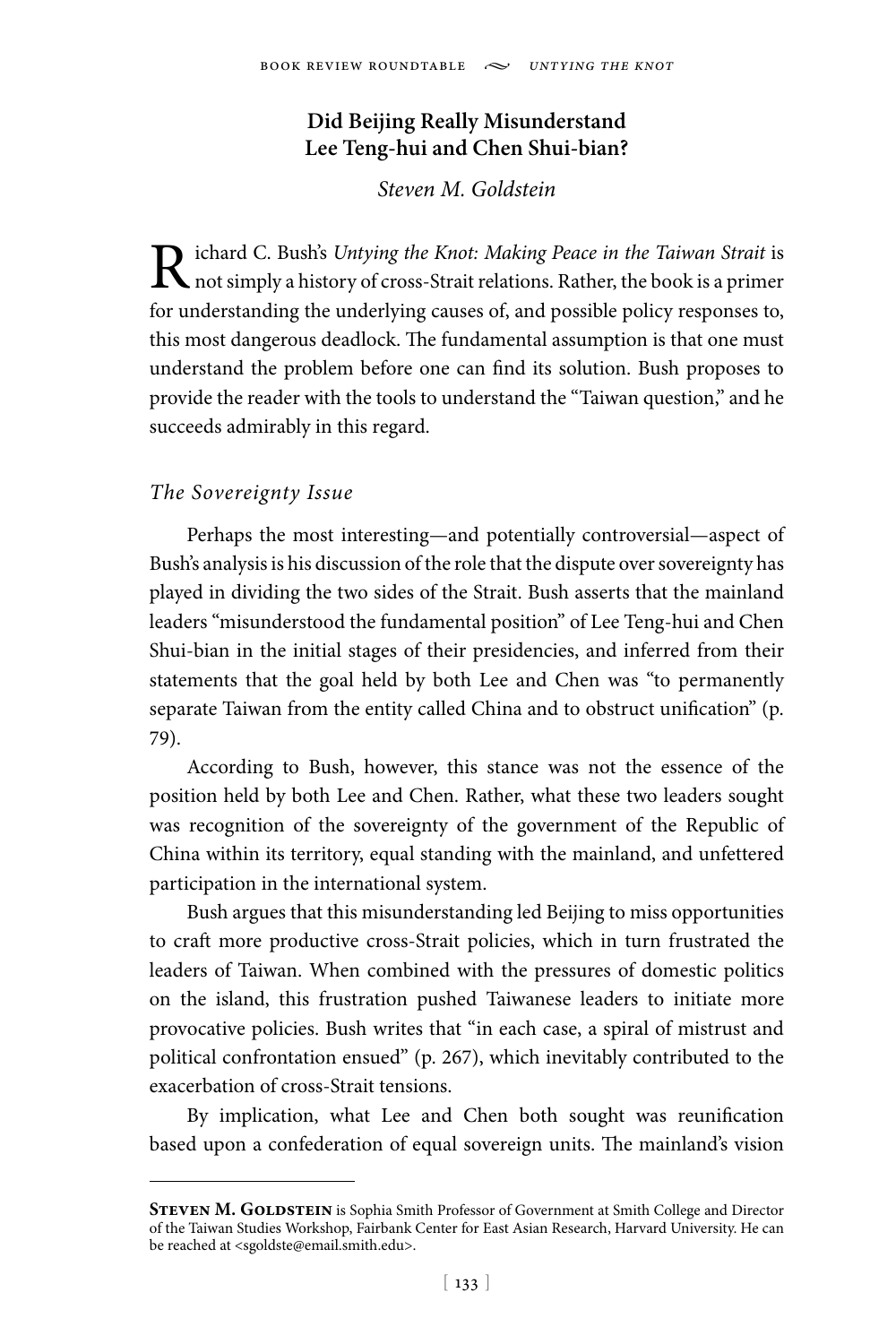## Did Beijing Really Misunderstand Lee Teng-hui and Chen Shui-bian?

*Steven M. Goldstein*

Richard C. Bush's *Untying the Knot: Making Peace in the Taiwan Strait* is not simply a history of cross-Strait relations. Rather, the book is a primer for understanding the underlying causes of, and possible policy responses to, this most dangerous deadlock. The fundamental assumption is that one must understand the problem before one can find its solution. Bush proposes to provide the reader with the tools to understand the "Taiwan question," and he succeeds admirably in this regard.

### *The Sovereignty Issue*

Perhaps the most interesting—and potentially controversial—aspect of Bush's analysis is his discussion of the role that the dispute over sovereignty has played in dividing the two sides of the Strait. Bush asserts that the mainland leaders "misunderstood the fundamental position" of Lee Teng-hui and Chen Shui-bian in the initial stages of their presidencies, and inferred from their statements that the goal held by both Lee and Chen was "to permanently separate Taiwan from the entity called China and to obstruct unification" (p. 79).

According to Bush, however, this stance was not the essence of the position held by both Lee and Chen. Rather, what these two leaders sought was recognition of the sovereignty of the government of the Republic of China within its territory, equal standing with the mainland, and unfettered participation in the international system.

Bush argues that this misunderstanding led Beijing to miss opportunities to craft more productive cross-Strait policies, which in turn frustrated the leaders of Taiwan. When combined with the pressures of domestic politics on the island, this frustration pushed Taiwanese leaders to initiate more provocative policies. Bush writes that "in each case, a spiral of mistrust and political confrontation ensued" (p. 267), which inevitably contributed to the exacerbation of cross-Strait tensions.

By implication, what Lee and Chen both sought was reunification based upon a confederation of equal sovereign units. The mainland's vision

---

**Steven M. Goldstein** is Sophia Smith Professor of Government at Smith College and Director of the Taiwan Studies Workshop, Fairbank Center for East Asian Research, Harvard University. He can be reached at <sgoldste@email.smith.edu>.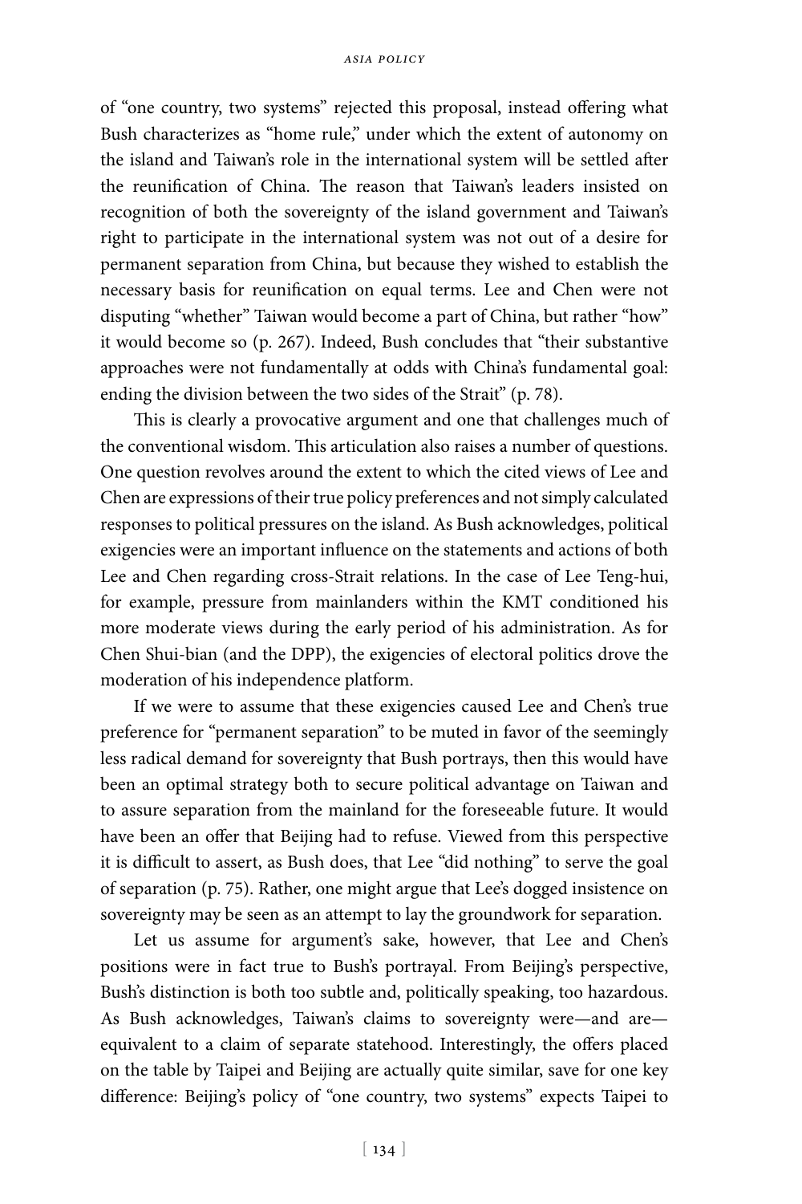of "one country, two systems" rejected this proposal, instead offering what Bush characterizes as "home rule," under which the extent of autonomy on the island and Taiwan's role in the international system will be settled after the reunification of China. The reason that Taiwan's leaders insisted on recognition of both the sovereignty of the island government and Taiwan's right to participate in the international system was not out of a desire for permanent separation from China, but because they wished to establish the necessary basis for reunification on equal terms. Lee and Chen were not disputing "whether" Taiwan would become a part of China, but rather "how" it would become so (p. 267). Indeed, Bush concludes that "their substantive approaches were not fundamentally at odds with China's fundamental goal: ending the division between the two sides of the Strait" (p. 78).

This is clearly a provocative argument and one that challenges much of the conventional wisdom. This articulation also raises a number of questions. One question revolves around the extent to which the cited views of Lee and Chen are expressions of their true policy preferences and not simply calculated responses to political pressures on the island. As Bush acknowledges, political exigencies were an important influence on the statements and actions of both Lee and Chen regarding cross-Strait relations. In the case of Lee Teng-hui, for example, pressure from mainlanders within the KMT conditioned his more moderate views during the early period of his administration. As for Chen Shui-bian (and the DPP), the exigencies of electoral politics drove the moderation of his independence platform.

If we were to assume that these exigencies caused Lee and Chen's true preference for "permanent separation" to be muted in favor of the seemingly less radical demand for sovereignty that Bush portrays, then this would have been an optimal strategy both to secure political advantage on Taiwan and to assure separation from the mainland for the foreseeable future. It would have been an offer that Beijing had to refuse. Viewed from this perspective it is difficult to assert, as Bush does, that Lee "did nothing" to serve the goal of separation (p. 75). Rather, one might argue that Lee's dogged insistence on sovereignty may be seen as an attempt to lay the groundwork for separation.

Let us assume for argument's sake, however, that Lee and Chen's positions were in fact true to Bush's portrayal. From Beijing's perspective, Bush's distinction is both too subtle and, politically speaking, too hazardous. As Bush acknowledges, Taiwan's claims to sovereignty were—and are—equivalent to a claim of separate statehood. Interestingly, the offers placed on the table by Taipei and Beijing are actually quite similar, save for one key difference: Beijing's policy of "one country, two systems" expects Taipei to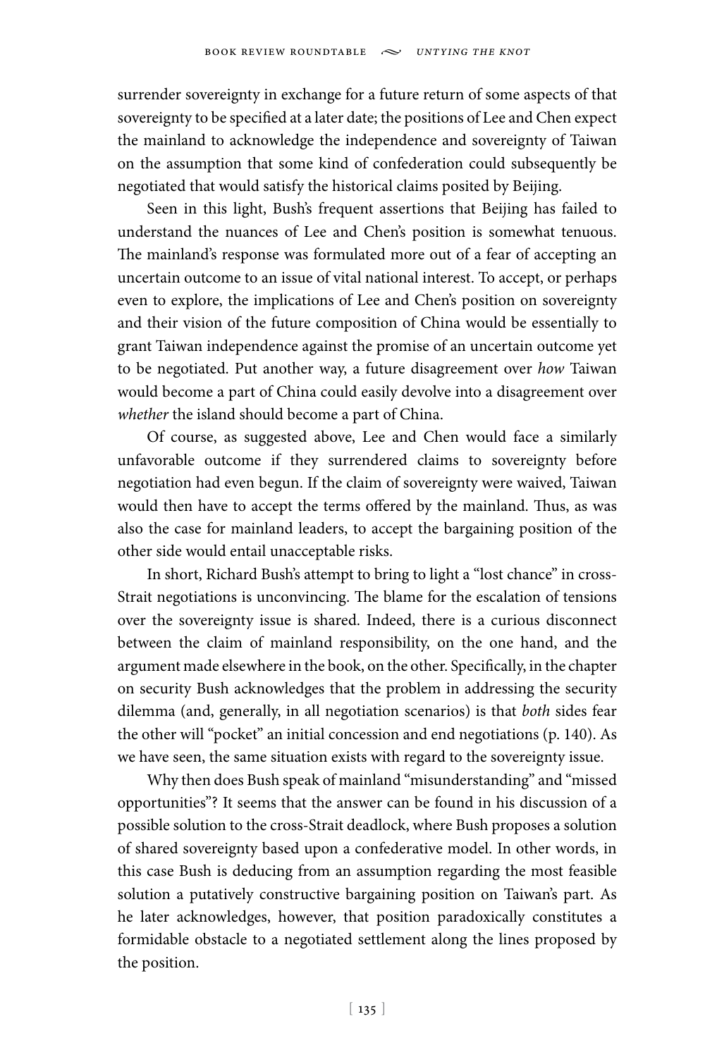surrender sovereignty in exchange for a future return of some aspects of that sovereignty to be specified at a later date; the positions of Lee and Chen expect the mainland to acknowledge the independence and sovereignty of Taiwan on the assumption that some kind of confederation could subsequently be negotiated that would satisfy the historical claims posited by Beijing.

Seen in this light, Bush's frequent assertions that Beijing has failed to understand the nuances of Lee and Chen's position is somewhat tenuous. The mainland's response was formulated more out of a fear of accepting an uncertain outcome to an issue of vital national interest. To accept, or perhaps even to explore, the implications of Lee and Chen's position on sovereignty and their vision of the future composition of China would be essentially to grant Taiwan independence against the promise of an uncertain outcome yet to be negotiated. Put another way, a future disagreement over *how* Taiwan would become a part of China could easily devolve into a disagreement over *whether* the island should become a part of China.

Of course, as suggested above, Lee and Chen would face a similarly unfavorable outcome if they surrendered claims to sovereignty before negotiation had even begun. If the claim of sovereignty were waived, Taiwan would then have to accept the terms offered by the mainland. Thus, as was also the case for mainland leaders, to accept the bargaining position of the other side would entail unacceptable risks.

In short, Richard Bush's attempt to bring to light a "lost chance" in cross-Strait negotiations is unconvincing. The blame for the escalation of tensions over the sovereignty issue is shared. Indeed, there is a curious disconnect between the claim of mainland responsibility, on the one hand, and the argument made elsewhere in the book, on the other. Specifically, in the chapter on security Bush acknowledges that the problem in addressing the security dilemma (and, generally, in all negotiation scenarios) is that *both* sides fear the other will "pocket" an initial concession and end negotiations (p. 140). As we have seen, the same situation exists with regard to the sovereignty issue.

Why then does Bush speak of mainland "misunderstanding" and "missed opportunities"? It seems that the answer can be found in his discussion of a possible solution to the cross-Strait deadlock, where Bush proposes a solution of shared sovereignty based upon a confederative model. In other words, in this case Bush is deducing from an assumption regarding the most feasible solution a putatively constructive bargaining position on Taiwan's part. As he later acknowledges, however, that position paradoxically constitutes a formidable obstacle to a negotiated settlement along the lines proposed by the position.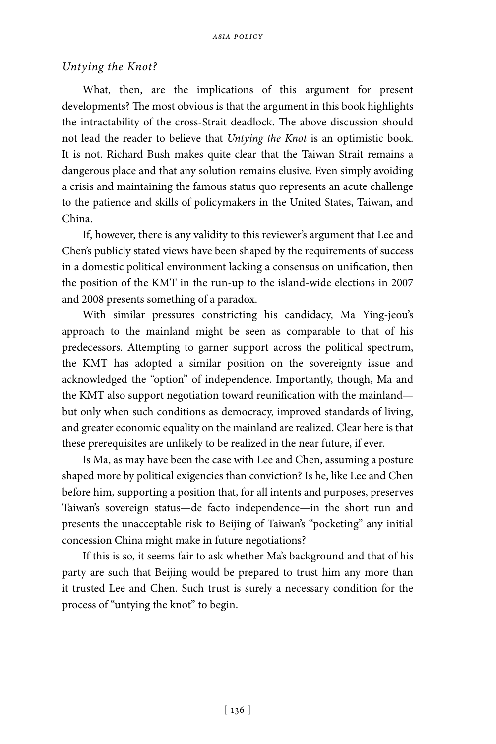*Untying the Knot?*

What, then, are the implications of this argument for present developments? The most obvious is that the argument in this book highlights the intractability of the cross-Strait deadlock. The above discussion should not lead the reader to believe that *Untying the Knot* is an optimistic book. It is not. Richard Bush makes quite clear that the Taiwan Strait remains a dangerous place and that any solution remains elusive. Even simply avoiding a crisis and maintaining the famous status quo represents an acute challenge to the patience and skills of policymakers in the United States, Taiwan, and China.

If, however, there is any validity to this reviewer's argument that Lee and Chen's publicly stated views have been shaped by the requirements of success in a domestic political environment lacking a consensus on unification, then the position of the KMT in the run-up to the island-wide elections in 2007 and 2008 presents something of a paradox.

With similar pressures constricting his candidacy, Ma Ying-jeou's approach to the mainland might be seen as comparable to that of his predecessors. Attempting to garner support across the political spectrum, the KMT has adopted a similar position on the sovereignty issue and acknowledged the "option" of independence. Importantly, though, Ma and the KMT also support negotiation toward reunification with the mainland—but only when such conditions as democracy, improved standards of living, and greater economic equality on the mainland are realized. Clear here is that these prerequisites are unlikely to be realized in the near future, if ever.

Is Ma, as may have been the case with Lee and Chen, assuming a posture shaped more by political exigencies than conviction? Is he, like Lee and Chen before him, supporting a position that, for all intents and purposes, preserves Taiwan's sovereign status—de facto independence—in the short run and presents the unacceptable risk to Beijing of Taiwan's "pocketing" any initial concession China might make in future negotiations?

If this is so, it seems fair to ask whether Ma's background and that of his party are such that Beijing would be prepared to trust him any more than it trusted Lee and Chen. Such trust is surely a necessary condition for the process of "untying the knot" to begin.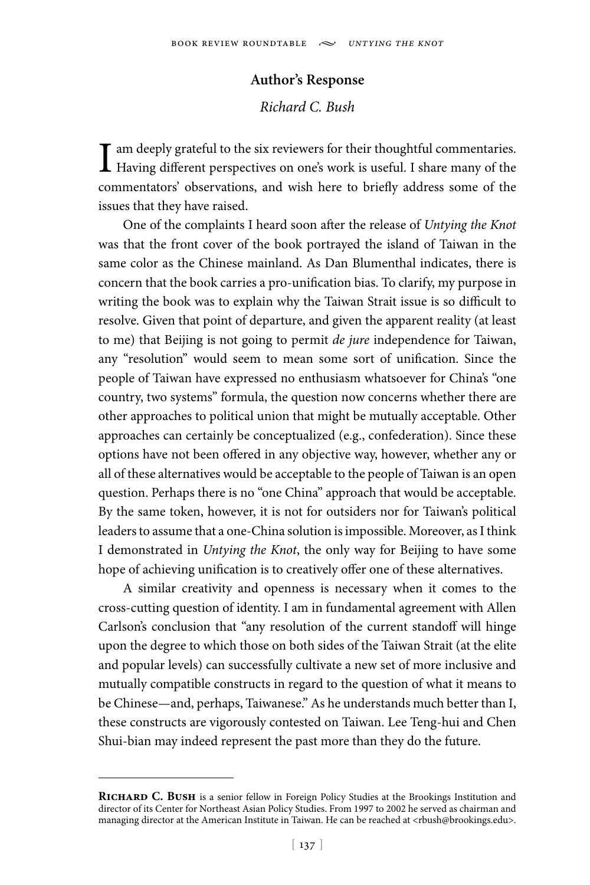## Author's Response

*Richard C. Bush*

I am deeply grateful to the six reviewers for their thoughtful commentaries. Having different perspectives on one's work is useful. I share many of the commentators' observations, and wish here to briefly address some of the issues that they have raised.

One of the complaints I heard soon after the release of *Untying the Knot* was that the front cover of the book portrayed the island of Taiwan in the same color as the Chinese mainland. As Dan Blumenthal indicates, there is concern that the book carries a pro-unification bias. To clarify, my purpose in writing the book was to explain why the Taiwan Strait issue is so difficult to resolve. Given that point of departure, and given the apparent reality (at least to me) that Beijing is not going to permit *de jure* independence for Taiwan, any "resolution" would seem to mean some sort of unification. Since the people of Taiwan have expressed no enthusiasm whatsoever for China's "one country, two systems" formula, the question now concerns whether there are other approaches to political union that might be mutually acceptable. Other approaches can certainly be conceptualized (e.g., confederation). Since these options have not been offered in any objective way, however, whether any or all of these alternatives would be acceptable to the people of Taiwan is an open question. Perhaps there is no "one China" approach that would be acceptable. By the same token, however, it is not for outsiders nor for Taiwan's political leaders to assume that a one-China solution is impossible. Moreover, as I think I demonstrated in *Untying the Knot*, the only way for Beijing to have some hope of achieving unification is to creatively offer one of these alternatives.

A similar creativity and openness is necessary when it comes to the cross-cutting question of identity. I am in fundamental agreement with Allen Carlson's conclusion that "any resolution of the current standoff will hinge upon the degree to which those on both sides of the Taiwan Strait (at the elite and popular levels) can successfully cultivate a new set of more inclusive and mutually compatible constructs in regard to the question of what it means to be Chinese—and, perhaps, Taiwanese." As he understands much better than I, these constructs are vigorously contested on Taiwan. Lee Teng-hui and Chen Shui-bian may indeed represent the past more than they do the future.

---

**Richard C. Bush** is a senior fellow in Foreign Policy Studies at the Brookings Institution and director of its Center for Northeast Asian Policy Studies. From 1997 to 2002 he served as chairman and managing director at the American Institute in Taiwan. He can be reached at <rbush@brookings.edu>.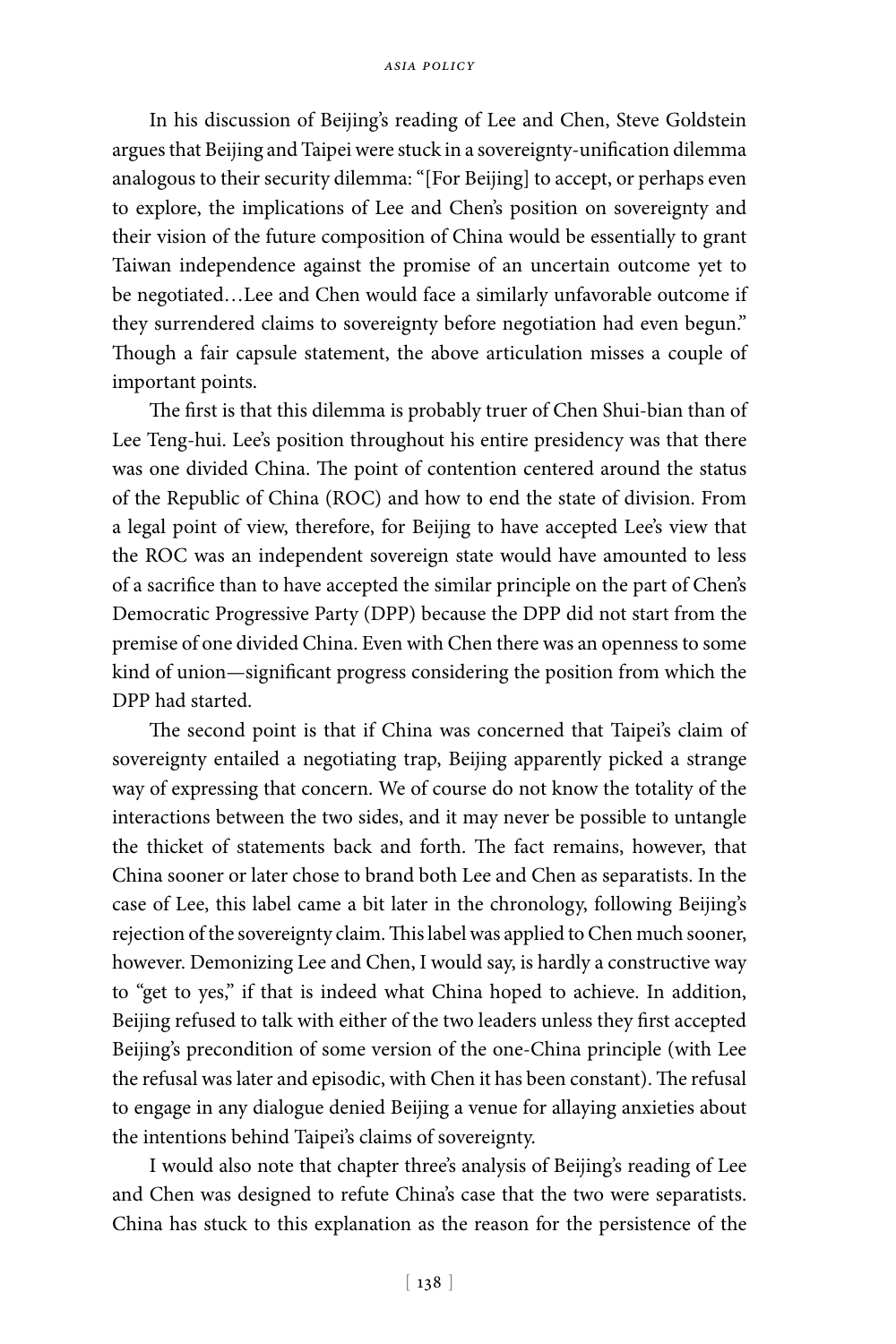In his discussion of Beijing's reading of Lee and Chen, Steve Goldstein argues that Beijing and Taipei were stuck in a sovereignty-unification dilemma analogous to their security dilemma: "[For Beijing] to accept, or perhaps even to explore, the implications of Lee and Chen's position on sovereignty and their vision of the future composition of China would be essentially to grant Taiwan independence against the promise of an uncertain outcome yet to be negotiated…Lee and Chen would face a similarly unfavorable outcome if they surrendered claims to sovereignty before negotiation had even begun." Though a fair capsule statement, the above articulation misses a couple of important points.

The first is that this dilemma is probably truer of Chen Shui-bian than of Lee Teng-hui. Lee's position throughout his entire presidency was that there was one divided China. The point of contention centered around the status of the Republic of China (ROC) and how to end the state of division. From a legal point of view, therefore, for Beijing to have accepted Lee's view that the ROC was an independent sovereign state would have amounted to less of a sacrifice than to have accepted the similar principle on the part of Chen's Democratic Progressive Party (DPP) because the DPP did not start from the premise of one divided China. Even with Chen there was an openness to some kind of union—significant progress considering the position from which the DPP had started.

The second point is that if China was concerned that Taipei's claim of sovereignty entailed a negotiating trap, Beijing apparently picked a strange way of expressing that concern. We of course do not know the totality of the interactions between the two sides, and it may never be possible to untangle the thicket of statements back and forth. The fact remains, however, that China sooner or later chose to brand both Lee and Chen as separatists. In the case of Lee, this label came a bit later in the chronology, following Beijing's rejection of the sovereignty claim. This label was applied to Chen much sooner, however. Demonizing Lee and Chen, I would say, is hardly a constructive way to "get to yes," if that is indeed what China hoped to achieve. In addition, Beijing refused to talk with either of the two leaders unless they first accepted Beijing's precondition of some version of the one-China principle (with Lee the refusal was later and episodic, with Chen it has been constant). The refusal to engage in any dialogue denied Beijing a venue for allaying anxieties about the intentions behind Taipei's claims of sovereignty.

I would also note that chapter three's analysis of Beijing's reading of Lee and Chen was designed to refute China's case that the two were separatists. China has stuck to this explanation as the reason for the persistence of the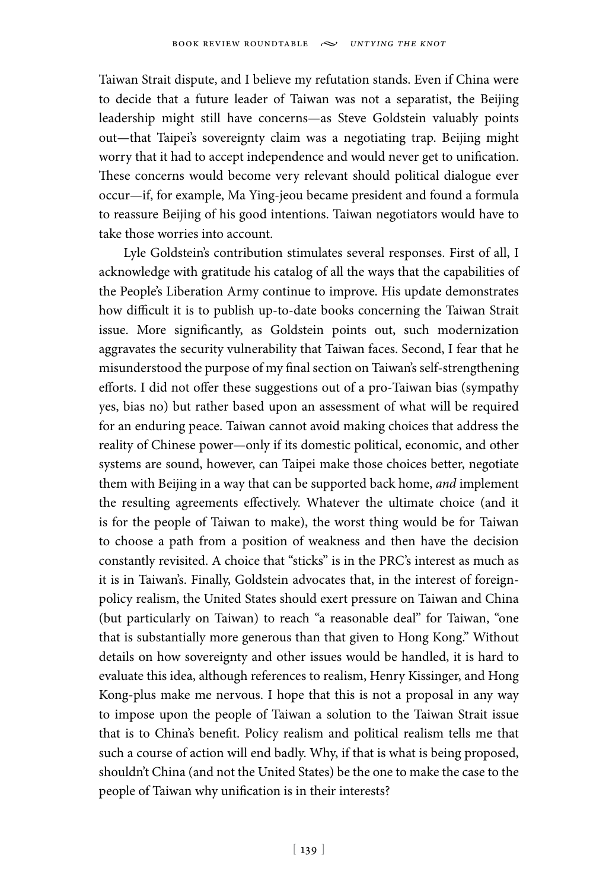Taiwan Strait dispute, and I believe my refutation stands. Even if China were to decide that a future leader of Taiwan was not a separatist, the Beijing leadership might still have concerns—as Steve Goldstein valuably points out—that Taipei's sovereignty claim was a negotiating trap. Beijing might worry that it had to accept independence and would never get to unification. These concerns would become very relevant should political dialogue ever occur—if, for example, Ma Ying-jeou became president and found a formula to reassure Beijing of his good intentions. Taiwan negotiators would have to take those worries into account.

Lyle Goldstein's contribution stimulates several responses. First of all, I acknowledge with gratitude his catalog of all the ways that the capabilities of the People's Liberation Army continue to improve. His update demonstrates how difficult it is to publish up-to-date books concerning the Taiwan Strait issue. More significantly, as Goldstein points out, such modernization aggravates the security vulnerability that Taiwan faces. Second, I fear that he misunderstood the purpose of my final section on Taiwan's self-strengthening efforts. I did not offer these suggestions out of a pro-Taiwan bias (sympathy yes, bias no) but rather based upon an assessment of what will be required for an enduring peace. Taiwan cannot avoid making choices that address the reality of Chinese power—only if its domestic political, economic, and other systems are sound, however, can Taipei make those choices better, negotiate them with Beijing in a way that can be supported back home, *and* implement the resulting agreements effectively. Whatever the ultimate choice (and it is for the people of Taiwan to make), the worst thing would be for Taiwan to choose a path from a position of weakness and then have the decision constantly revisited. A choice that "sticks" is in the PRC's interest as much as it is in Taiwan's. Finally, Goldstein advocates that, in the interest of foreign-policy realism, the United States should exert pressure on Taiwan and China (but particularly on Taiwan) to reach "a reasonable deal" for Taiwan, "one that is substantially more generous than that given to Hong Kong." Without details on how sovereignty and other issues would be handled, it is hard to evaluate this idea, although references to realism, Henry Kissinger, and Hong Kong-plus make me nervous. I hope that this is not a proposal in any way to impose upon the people of Taiwan a solution to the Taiwan Strait issue that is to China's benefit. Policy realism and political realism tells me that such a course of action will end badly. Why, if that is what is being proposed, shouldn't China (and not the United States) be the one to make the case to the people of Taiwan why unification is in their interests?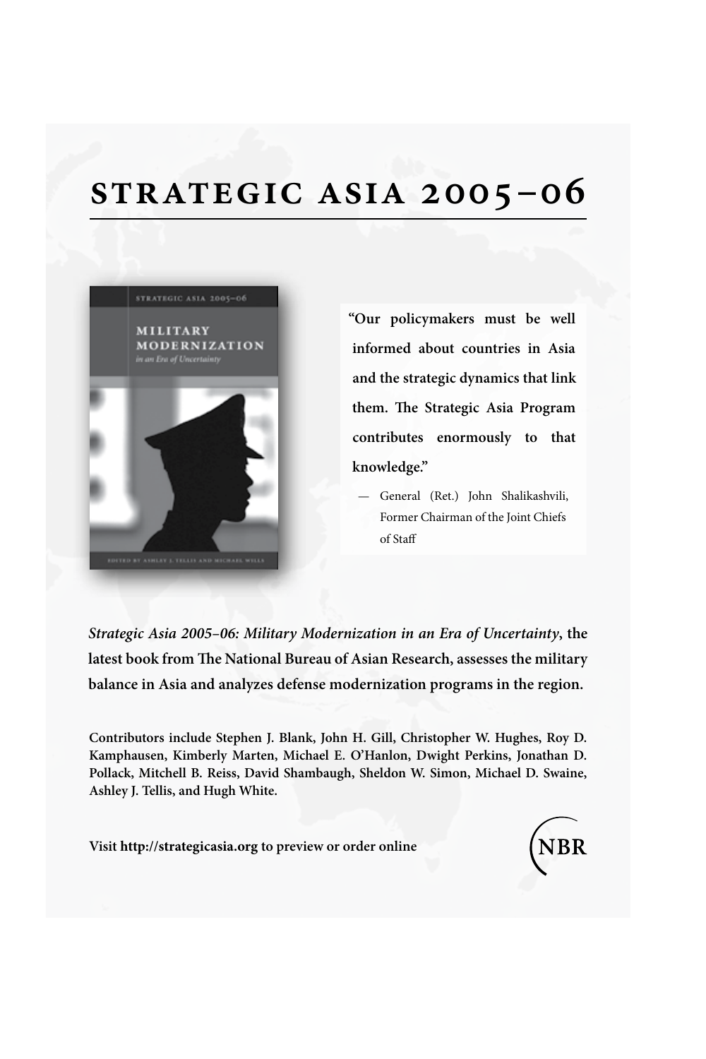# STRATEGIC ASIA 2005–06

"Our policymakers must be well informed about countries in Asia and the strategic dynamics that link them. The Strategic Asia Program contributes enormously to that knowledge."

— General (Ret.) John Shalikashvili, Former Chairman of the Joint Chiefs of Staff

***Strategic Asia 2005–06: Military Modernization in an Era of Uncertainty*, the latest book from The National Bureau of Asian Research, assesses the military balance in Asia and analyzes defense modernization programs in the region.**

**Contributors include Stephen J. Blank, John H. Gill, Christopher W. Hughes, Roy D. Kamphausen, Kimberly Marten, Michael E. O'Hanlon, Dwight Perkins, Jonathan D. Pollack, Mitchell B. Reiss, David Shambaugh, Sheldon W. Simon, Michael D. Swaine, Ashley J. Tellis, and Hugh White.**

**Visit http://strategicasia.org to preview or order online**

NBR